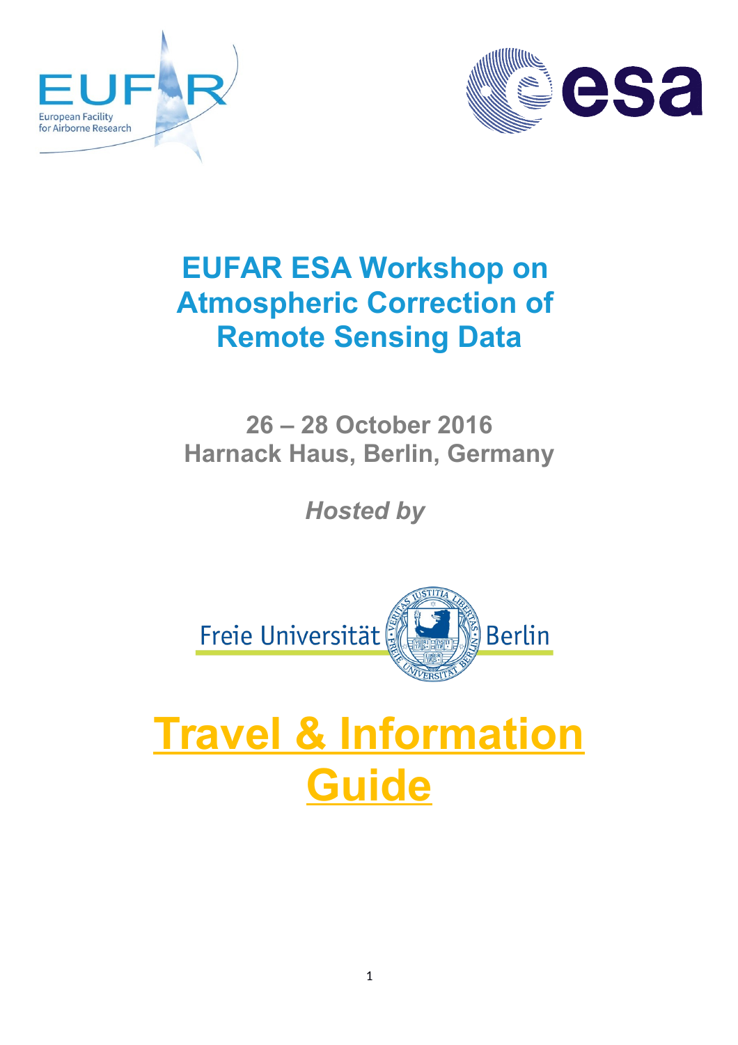# EUFAR ESA Workshop on Atmospheric Correction of Remote Sensing Data

**26 – 28 October 2016**
**Harnack Haus, Berlin, Germany**

***Hosted by***

Freie Universität Berlin

# Travel & Information Guide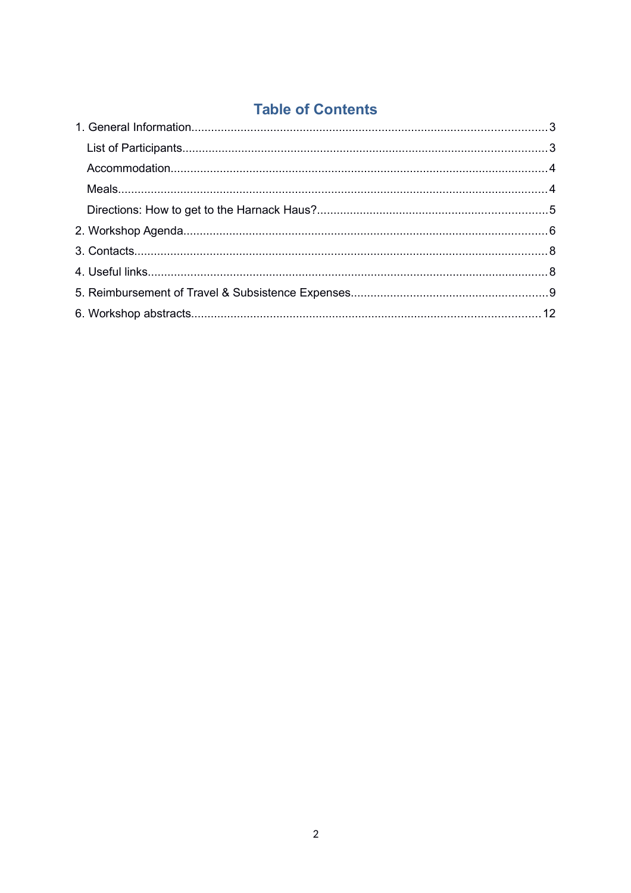# Table of Contents

1. General Information .......... 3
   - List of Participants .......... 3
   - Accommodation .......... 4
   - Meals .......... 4
   - Directions: How to get to the Harnack Haus? .......... 5
2. Workshop Agenda .......... 6
3. Contacts .......... 8
4. Useful links .......... 8
5. Reimbursement of Travel & Subsistence Expenses .......... 9
6. Workshop abstracts .......... 12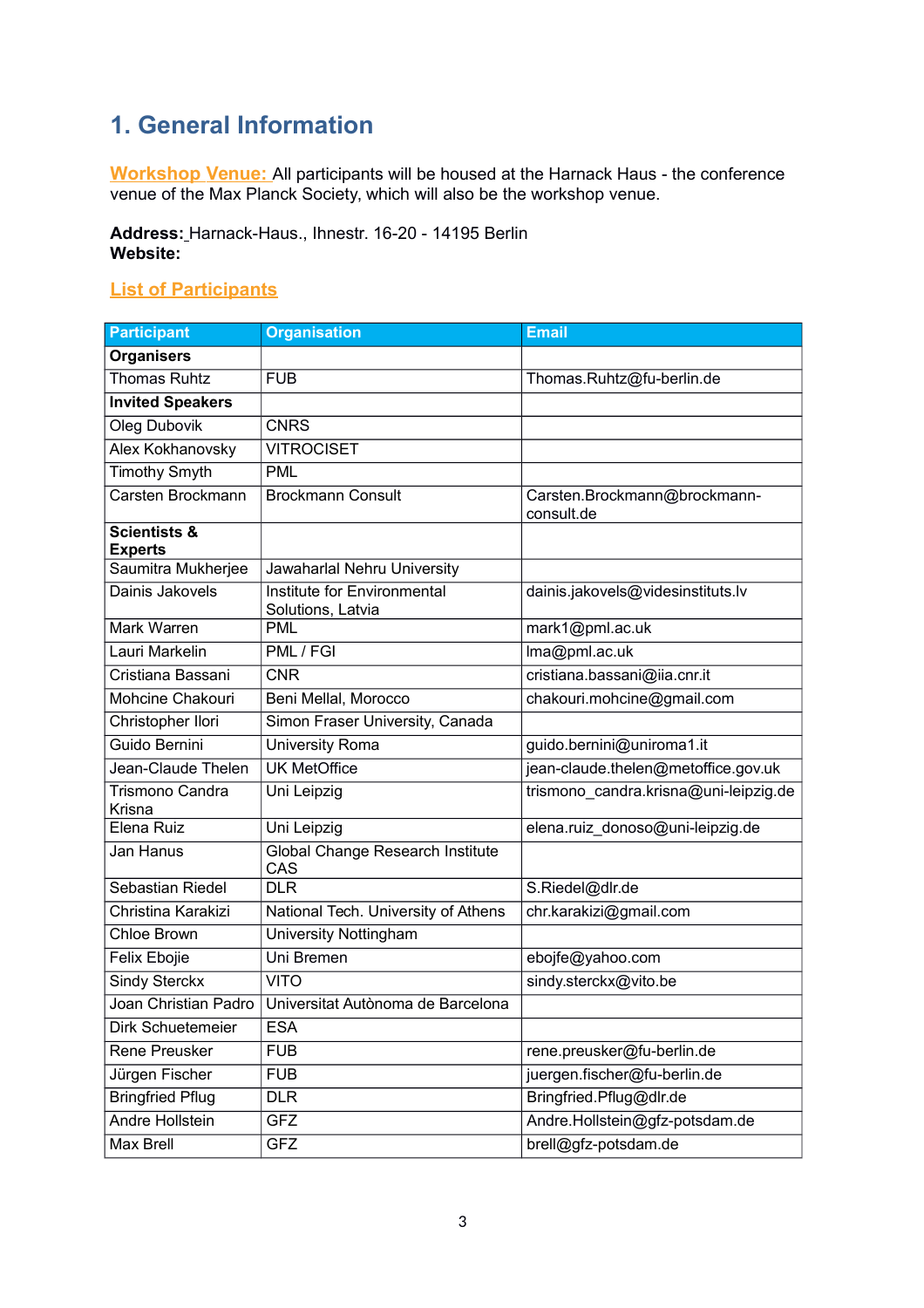# 1. General Information

**Workshop Venue:** All participants will be housed at the Harnack Haus - the conference venue of the Max Planck Society, which will also be the workshop venue.

**Address:** Harnack-Haus., Ihnestr. 16-20 - 14195 Berlin
**Website:**

**List of Participants**

| Participant | Organisation | Email |
| --- | --- | --- |
| **Organisers** | | |
| Thomas Ruhtz | FUB | Thomas.Ruhtz@fu-berlin.de |
| **Invited Speakers** | | |
| Oleg Dubovik | CNRS | |
| Alex Kokhanovsky | VITROCISET | |
| Timothy Smyth | PML | |
| Carsten Brockmann | Brockmann Consult | Carsten.Brockmann@brockmann-consult.de |
| **Scientists & Experts** | | |
| Saumitra Mukherjee | Jawaharlal Nehru University | |
| Dainis Jakovels | Institute for Environmental Solutions, Latvia | dainis.jakovels@videsinstituts.lv |
| Mark Warren | PML | mark1@pml.ac.uk |
| Lauri Markelin | PML / FGI | lma@pml.ac.uk |
| Cristiana Bassani | CNR | cristiana.bassani@iia.cnr.it |
| Mohcine Chakouri | Beni Mellal, Morocco | chakouri.mohcine@gmail.com |
| Christopher Ilori | Simon Fraser University, Canada | |
| Guido Bernini | University Roma | guido.bernini@uniroma1.it |
| Jean-Claude Thelen | UK MetOffice | jean-claude.thelen@metoffice.gov.uk |
| Trismono Candra Krisna | Uni Leipzig | trismono_candra.krisna@uni-leipzig.de |
| Elena Ruiz | Uni Leipzig | elena.ruiz_donoso@uni-leipzig.de |
| Jan Hanus | Global Change Research Institute CAS | |
| Sebastian Riedel | DLR | S.Riedel@dlr.de |
| Christina Karakizi | National Tech. University of Athens | chr.karakizi@gmail.com |
| Chloe Brown | University Nottingham | |
| Felix Ebojie | Uni Bremen | ebojfe@yahoo.com |
| Sindy Sterckx | VITO | sindy.sterckx@vito.be |
| Joan Christian Padro | Universitat Autònoma de Barcelona | |
| Dirk Schuetemeier | ESA | |
| Rene Preusker | FUB | rene.preusker@fu-berlin.de |
| Jürgen Fischer | FUB | juergen.fischer@fu-berlin.de |
| Bringfried Pflug | DLR | Bringfried.Pflug@dlr.de |
| Andre Hollstein | GFZ | Andre.Hollstein@gfz-potsdam.de |
| Max Brell | GFZ | brell@gfz-potsdam.de |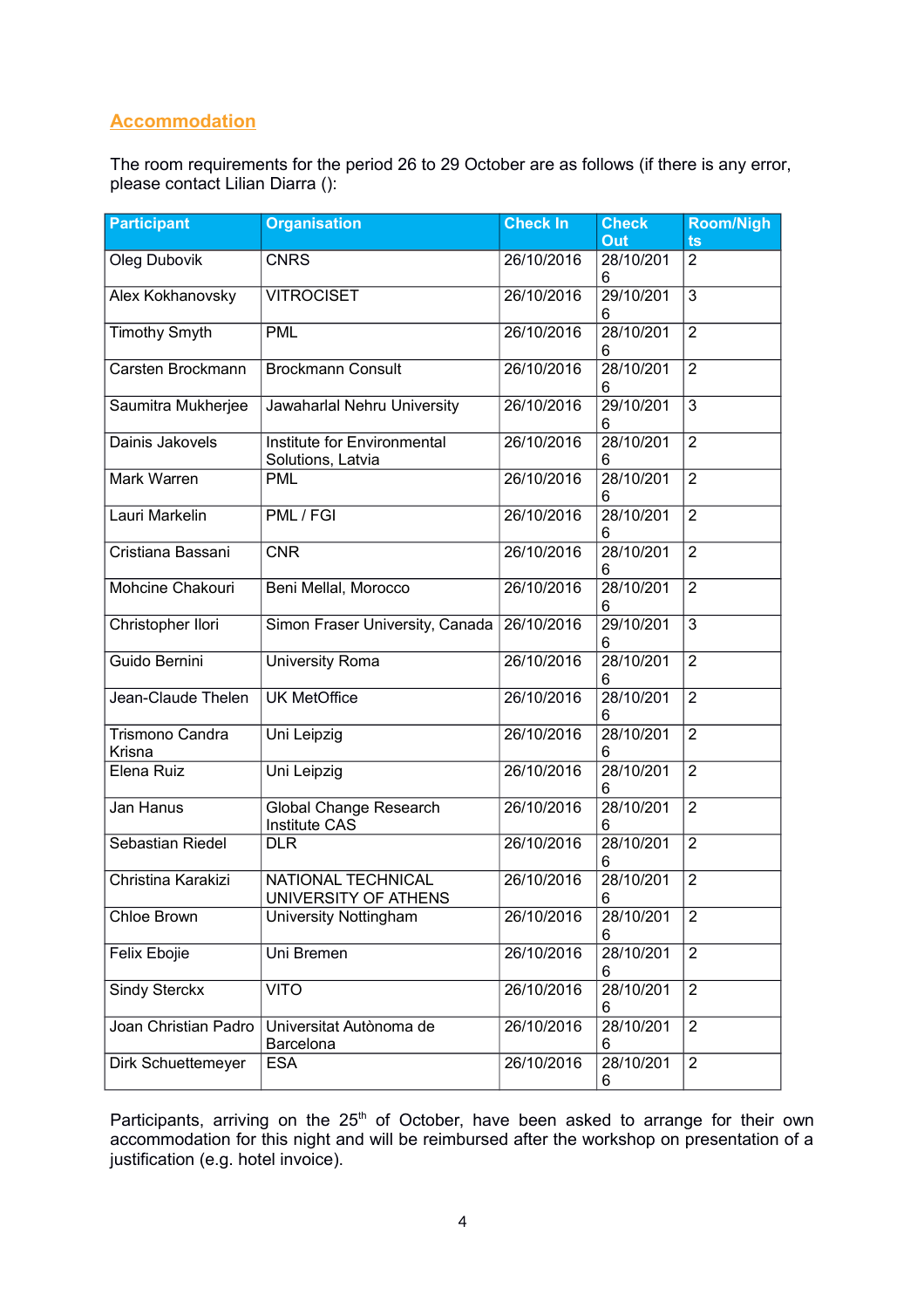## Accommodation

The room requirements for the period 26 to 29 October are as follows (if there is any error, please contact Lilian Diarra ():

| Participant | Organisation | Check In | Check Out | Room/Nights |
|---|---|---|---|---|
| Oleg Dubovik | CNRS | 26/10/2016 | 28/10/2016 | 2 |
| Alex Kokhanovsky | VITROCISET | 26/10/2016 | 29/10/2016 | 3 |
| Timothy Smyth | PML | 26/10/2016 | 28/10/2016 | 2 |
| Carsten Brockmann | Brockmann Consult | 26/10/2016 | 28/10/2016 | 2 |
| Saumitra Mukherjee | Jawaharlal Nehru University | 26/10/2016 | 29/10/2016 | 3 |
| Dainis Jakovels | Institute for Environmental Solutions, Latvia | 26/10/2016 | 28/10/2016 | 2 |
| Mark Warren | PML | 26/10/2016 | 28/10/2016 | 2 |
| Lauri Markelin | PML / FGI | 26/10/2016 | 28/10/2016 | 2 |
| Cristiana Bassani | CNR | 26/10/2016 | 28/10/2016 | 2 |
| Mohcine Chakouri | Beni Mellal, Morocco | 26/10/2016 | 28/10/2016 | 2 |
| Christopher Ilori | Simon Fraser University, Canada | 26/10/2016 | 29/10/2016 | 3 |
| Guido Bernini | University Roma | 26/10/2016 | 28/10/2016 | 2 |
| Jean-Claude Thelen | UK MetOffice | 26/10/2016 | 28/10/2016 | 2 |
| Trismono Candra Krisna | Uni Leipzig | 26/10/2016 | 28/10/2016 | 2 |
| Elena Ruiz | Uni Leipzig | 26/10/2016 | 28/10/2016 | 2 |
| Jan Hanus | Global Change Research Institute CAS | 26/10/2016 | 28/10/2016 | 2 |
| Sebastian Riedel | DLR | 26/10/2016 | 28/10/2016 | 2 |
| Christina Karakizi | NATIONAL TECHNICAL UNIVERSITY OF ATHENS | 26/10/2016 | 28/10/2016 | 2 |
| Chloe Brown | University Nottingham | 26/10/2016 | 28/10/2016 | 2 |
| Felix Ebojie | Uni Bremen | 26/10/2016 | 28/10/2016 | 2 |
| Sindy Sterckx | VITO | 26/10/2016 | 28/10/2016 | 2 |
| Joan Christian Padro | Universitat Autònoma de Barcelona | 26/10/2016 | 28/10/2016 | 2 |
| Dirk Schuettemeyer | ESA | 26/10/2016 | 28/10/2016 | 2 |

Participants, arriving on the 25th of October, have been asked to arrange for their own accommodation for this night and will be reimbursed after the workshop on presentation of a justification (e.g. hotel invoice).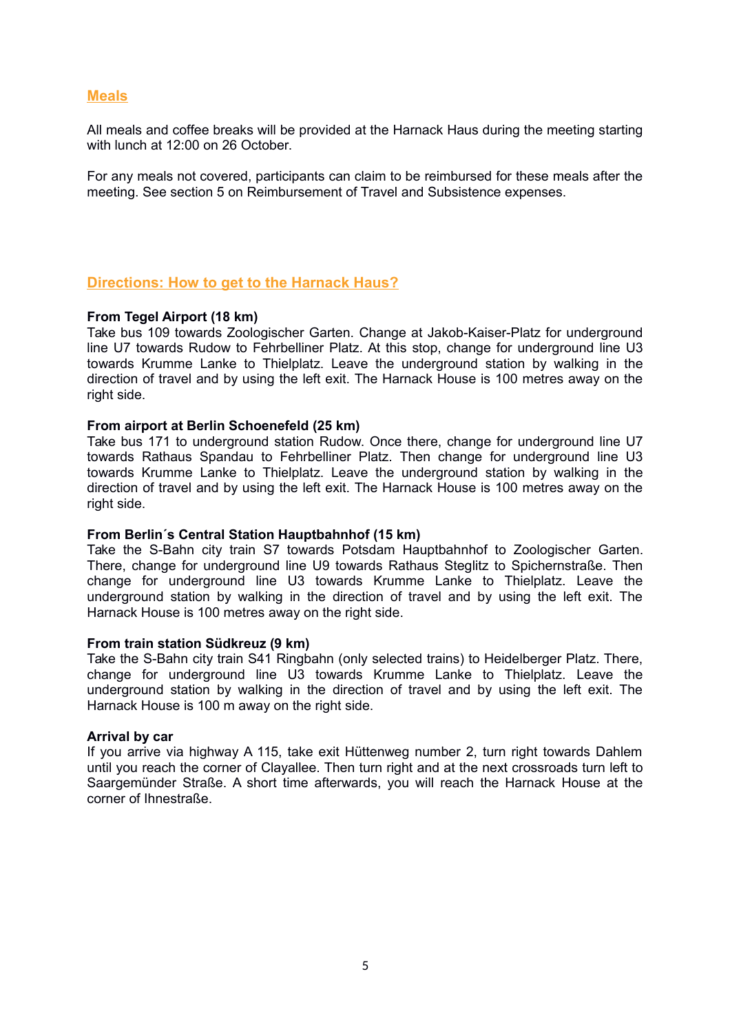## Meals

All meals and coffee breaks will be provided at the Harnack Haus during the meeting starting with lunch at 12:00 on 26 October.

For any meals not covered, participants can claim to be reimbursed for these meals after the meeting. See section 5 on Reimbursement of Travel and Subsistence expenses.

## Directions: How to get to the Harnack Haus?

**From Tegel Airport (18 km)**
Take bus 109 towards Zoologischer Garten. Change at Jakob-Kaiser-Platz for underground line U7 towards Rudow to Fehrbelliner Platz. At this stop, change for underground line U3 towards Krumme Lanke to Thielplatz. Leave the underground station by walking in the direction of travel and by using the left exit. The Harnack House is 100 metres away on the right side.

**From airport at Berlin Schoenefeld (25 km)**
Take bus 171 to underground station Rudow. Once there, change for underground line U7 towards Rathaus Spandau to Fehrbelliner Platz. Then change for underground line U3 towards Krumme Lanke to Thielplatz. Leave the underground station by walking in the direction of travel and by using the left exit. The Harnack House is 100 metres away on the right side.

**From Berlin´s Central Station Hauptbahnhof (15 km)**
Take the S-Bahn city train S7 towards Potsdam Hauptbahnhof to Zoologischer Garten. There, change for underground line U9 towards Rathaus Steglitz to Spichernstraße. Then change for underground line U3 towards Krumme Lanke to Thielplatz. Leave the underground station by walking in the direction of travel and by using the left exit. The Harnack House is 100 metres away on the right side.

**From train station Südkreuz (9 km)**
Take the S-Bahn city train S41 Ringbahn (only selected trains) to Heidelberger Platz. There, change for underground line U3 towards Krumme Lanke to Thielplatz. Leave the underground station by walking in the direction of travel and by using the left exit. The Harnack House is 100 m away on the right side.

**Arrival by car**
If you arrive via highway A 115, take exit Hüttenweg number 2, turn right towards Dahlem until you reach the corner of Clayallee. Then turn right and at the next crossroads turn left to Saargemünder Straße. A short time afterwards, you will reach the Harnack House at the corner of Ihnestraße.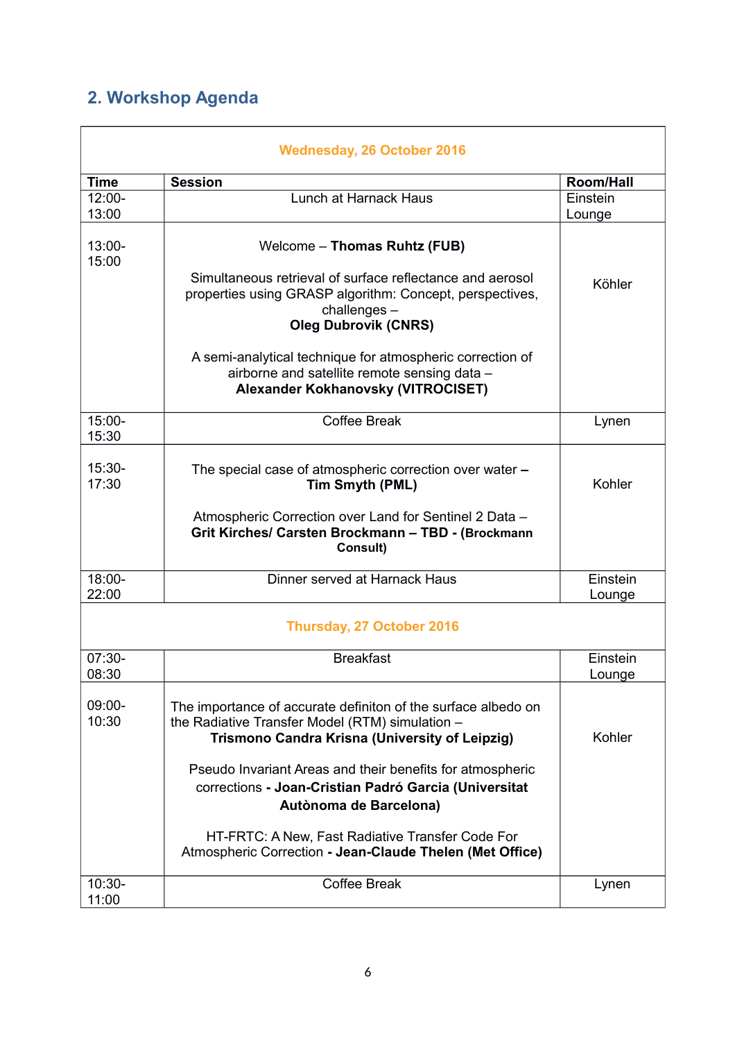## 2. Workshop Agenda

| Time | Session | Room/Hall |
|---|---|---|
| **Wednesday, 26 October 2016** | | |
| 12:00-13:00 | Lunch at Harnack Haus | Einstein Lounge |
| 13:00-15:00 | Welcome – **Thomas Ruhtz (FUB)**<br><br>Simultaneous retrieval of surface reflectance and aerosol properties using GRASP algorithm: Concept, perspectives, challenges – **Oleg Dubrovik (CNRS)**<br><br>A semi-analytical technique for atmospheric correction of airborne and satellite remote sensing data – **Alexander Kokhanovsky (VITROCISET)** | Köhler |
| 15:00-15:30 | Coffee Break | Lynen |
| 15:30-17:30 | The special case of atmospheric correction over water **–** **Tim Smyth (PML)**<br><br>Atmospheric Correction over Land for Sentinel 2 Data – **Grit Kirches/ Carsten Brockmann – TBD - (Brockmann Consult)** | Kohler |
| 18:00-22:00 | Dinner served at Harnack Haus | Einstein Lounge |
| **Thursday, 27 October 2016** | | |
| 07:30-08:30 | Breakfast | Einstein Lounge |
| 09:00-10:30 | The importance of accurate definiton of the surface albedo on the Radiative Transfer Model (RTM) simulation – **Trismono Candra Krisna (University of Leipzig)**<br><br>Pseudo Invariant Areas and their benefits for atmospheric corrections **- Joan-Cristian Padró Garcia (Universitat Autònoma de Barcelona)**<br><br>HT-FRTC: A New, Fast Radiative Transfer Code For Atmospheric Correction **- Jean-Claude Thelen (Met Office)** | Kohler |
| 10:30-11:00 | Coffee Break | Lynen |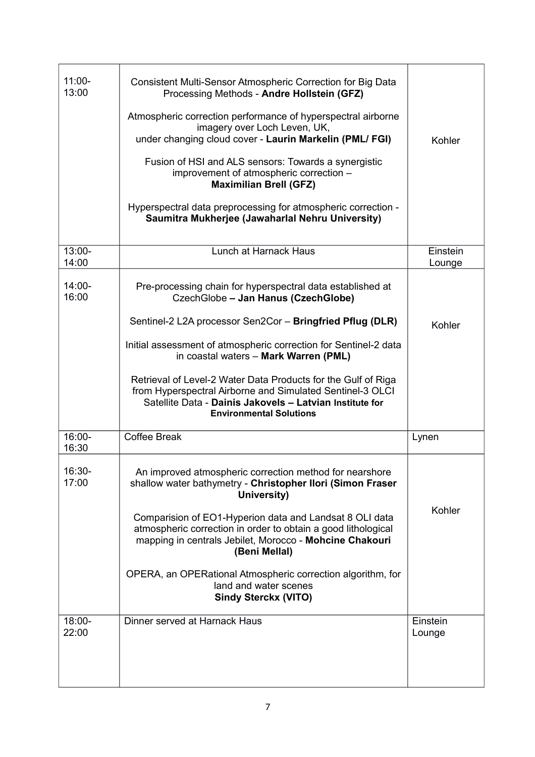| | | |
|---|---|---|
| 11:00-13:00 | Consistent Multi-Sensor Atmospheric Correction for Big Data Processing Methods - **Andre Hollstein (GFZ)**<br><br>Atmospheric correction performance of hyperspectral airborne imagery over Loch Leven, UK, under changing cloud cover - **Laurin Markelin (PML/ FGI)**<br><br>Fusion of HSI and ALS sensors: Towards a synergistic improvement of atmospheric correction – **Maximilian Brell (GFZ)**<br><br>Hyperspectral data preprocessing for atmospheric correction - **Saumitra Mukherjee (Jawaharlal Nehru University)** | Kohler |
| 13:00-14:00 | Lunch at Harnack Haus | Einstein Lounge |
| 14:00-16:00 | Pre-processing chain for hyperspectral data established at CzechGlobe **– Jan Hanus (CzechGlobe)**<br><br>Sentinel-2 L2A processor Sen2Cor – **Bringfried Pflug (DLR)**<br><br>Initial assessment of atmospheric correction for Sentinel-2 data in coastal waters – **Mark Warren (PML)**<br><br>Retrieval of Level-2 Water Data Products for the Gulf of Riga from Hyperspectral Airborne and Simulated Sentinel-3 OLCI Satellite Data - **Dainis Jakovels – Latvian Institute for Environmental Solutions** | Kohler |
| 16:00-16:30 | Coffee Break | Lynen |
| 16:30-17:00 | An improved atmospheric correction method for nearshore shallow water bathymetry - **Christopher Ilori (Simon Fraser University)**<br><br>Comparision of EO1-Hyperion data and Landsat 8 OLI data atmospheric correction in order to obtain a good lithological mapping in centrals Jebilet, Morocco - **Mohcine Chakouri (Beni Mellal)**<br><br>OPERA, an OPERational Atmospheric correction algorithm, for land and water scenes **Sindy Sterckx (VITO)** | Kohler |
| 18:00-22:00 | Dinner served at Harnack Haus | Einstein Lounge |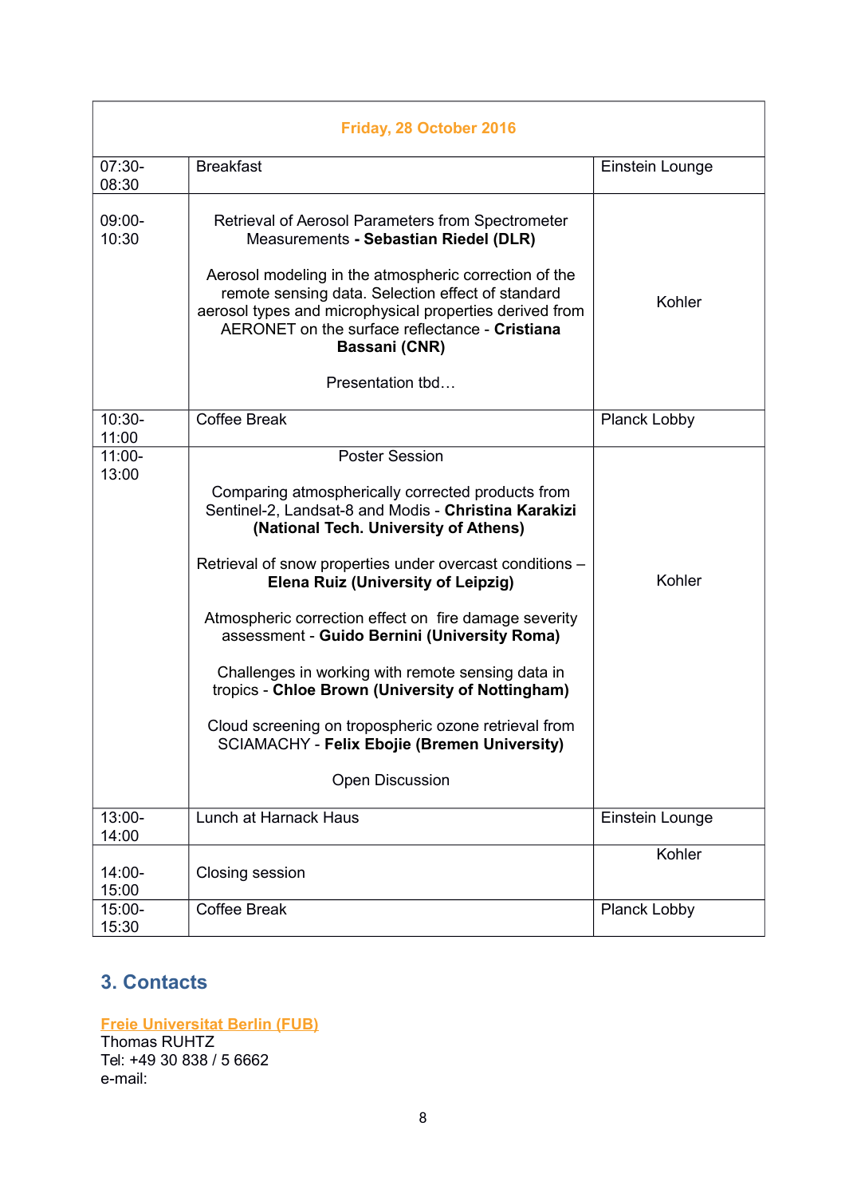| Friday, 28 October 2016 | | |
|---|---|---|
| 07:30-08:30 | Breakfast | Einstein Lounge |
| 09:00-10:30 | Retrieval of Aerosol Parameters from Spectrometer Measurements **- Sebastian Riedel (DLR)**<br><br>Aerosol modeling in the atmospheric correction of the remote sensing data. Selection effect of standard aerosol types and microphysical properties derived from AERONET on the surface reflectance - **Cristiana Bassani (CNR)**<br><br>Presentation tbd… | Kohler |
| 10:30-11:00 | Coffee Break | Planck Lobby |
| 11:00-13:00 | Poster Session<br><br>Comparing atmospherically corrected products from Sentinel-2, Landsat-8 and Modis - **Christina Karakizi (National Tech. University of Athens)**<br><br>Retrieval of snow properties under overcast conditions – **Elena Ruiz (University of Leipzig)**<br><br>Atmospheric correction effect on fire damage severity assessment - **Guido Bernini (University Roma)**<br><br>Challenges in working with remote sensing data in tropics - **Chloe Brown (University of Nottingham)**<br><br>Cloud screening on tropospheric ozone retrieval from SCIAMACHY - **Felix Ebojie (Bremen University)**<br><br>Open Discussion | Kohler |
| 13:00-14:00 | Lunch at Harnack Haus | Einstein Lounge |
| 14:00-15:00 | Closing session | Kohler |
| 15:00-15:30 | Coffee Break | Planck Lobby |

## 3. Contacts

**Freie Universitat Berlin (FUB)**
Thomas RUHTZ
Tel: +49 30 838 / 5 6662
e-mail: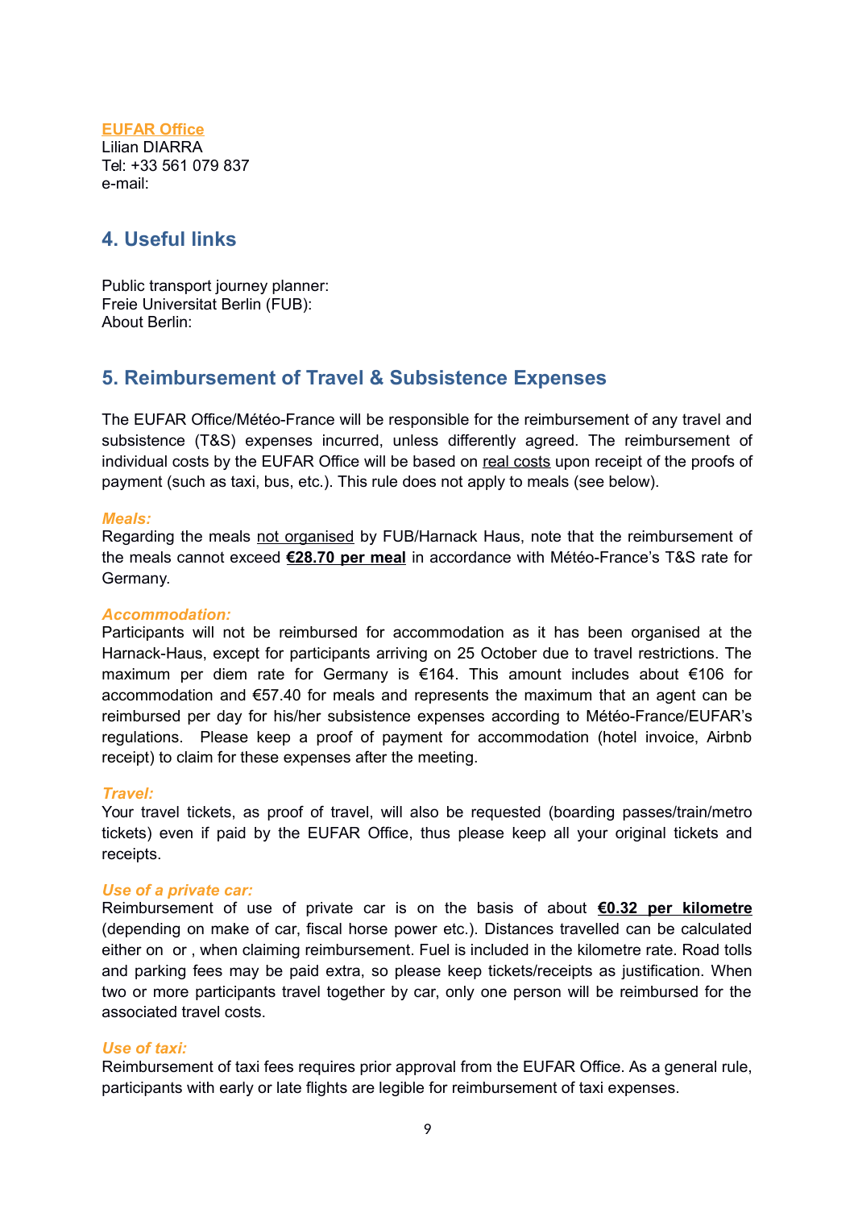**EUFAR Office**
Lilian DIARRA
Tel: +33 561 079 837
e-mail:

## 4. Useful links

Public transport journey planner:
Freie Universitat Berlin (FUB):
About Berlin:

## 5. Reimbursement of Travel & Subsistence Expenses

The EUFAR Office/Météo-France will be responsible for the reimbursement of any travel and subsistence (T&S) expenses incurred, unless differently agreed. The reimbursement of individual costs by the EUFAR Office will be based on real costs upon receipt of the proofs of payment (such as taxi, bus, etc.). This rule does not apply to meals (see below).

***Meals:***
Regarding the meals not organised by FUB/Harnack Haus, note that the reimbursement of the meals cannot exceed **€28.70 per meal** in accordance with Météo-France's T&S rate for Germany.

***Accommodation:***
Participants will not be reimbursed for accommodation as it has been organised at the Harnack-Haus, except for participants arriving on 25 October due to travel restrictions. The maximum per diem rate for Germany is €164. This amount includes about €106 for accommodation and €57.40 for meals and represents the maximum that an agent can be reimbursed per day for his/her subsistence expenses according to Météo-France/EUFAR's regulations. Please keep a proof of payment for accommodation (hotel invoice, Airbnb receipt) to claim for these expenses after the meeting.

***Travel:***
Your travel tickets, as proof of travel, will also be requested (boarding passes/train/metro tickets) even if paid by the EUFAR Office, thus please keep all your original tickets and receipts.

***Use of a private car:***
Reimbursement of use of private car is on the basis of about **€0.32 per kilometre** (depending on make of car, fiscal horse power etc.). Distances travelled can be calculated either on or , when claiming reimbursement. Fuel is included in the kilometre rate. Road tolls and parking fees may be paid extra, so please keep tickets/receipts as justification. When two or more participants travel together by car, only one person will be reimbursed for the associated travel costs.

***Use of taxi:***
Reimbursement of taxi fees requires prior approval from the EUFAR Office. As a general rule, participants with early or late flights are legible for reimbursement of taxi expenses.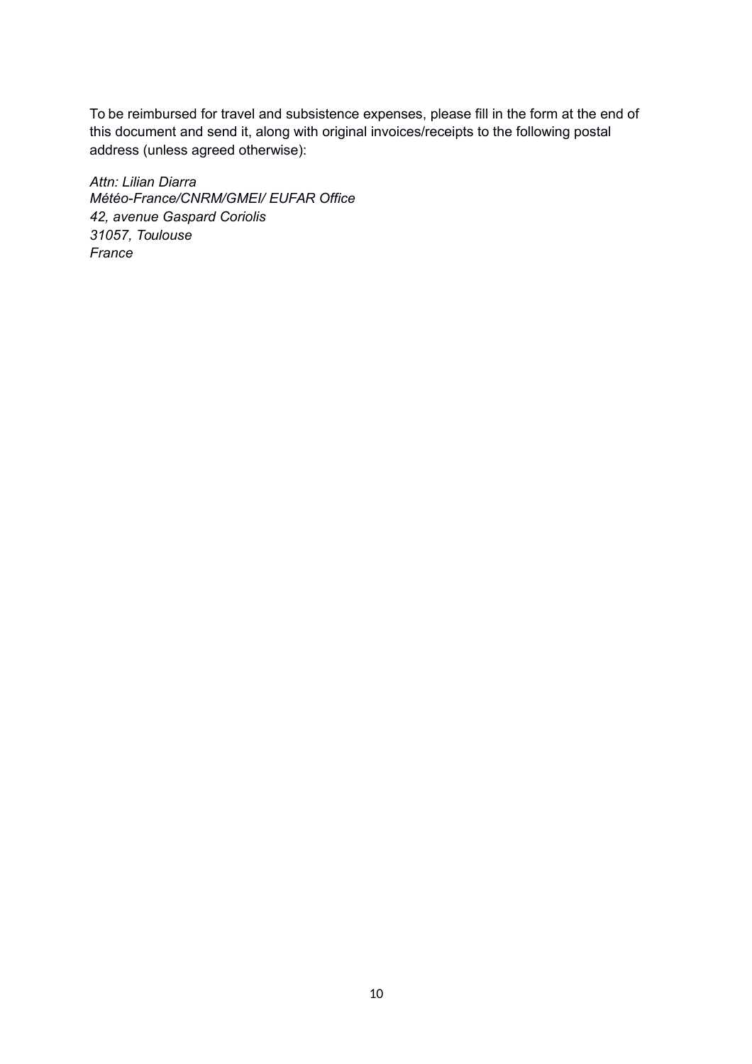To be reimbursed for travel and subsistence expenses, please fill in the form at the end of this document and send it, along with original invoices/receipts to the following postal address (unless agreed otherwise):

*Attn: Lilian Diarra*  
*Météo-France/CNRM/GMEI/ EUFAR Office*  
*42, avenue Gaspard Coriolis*  
*31057, Toulouse*  
*France*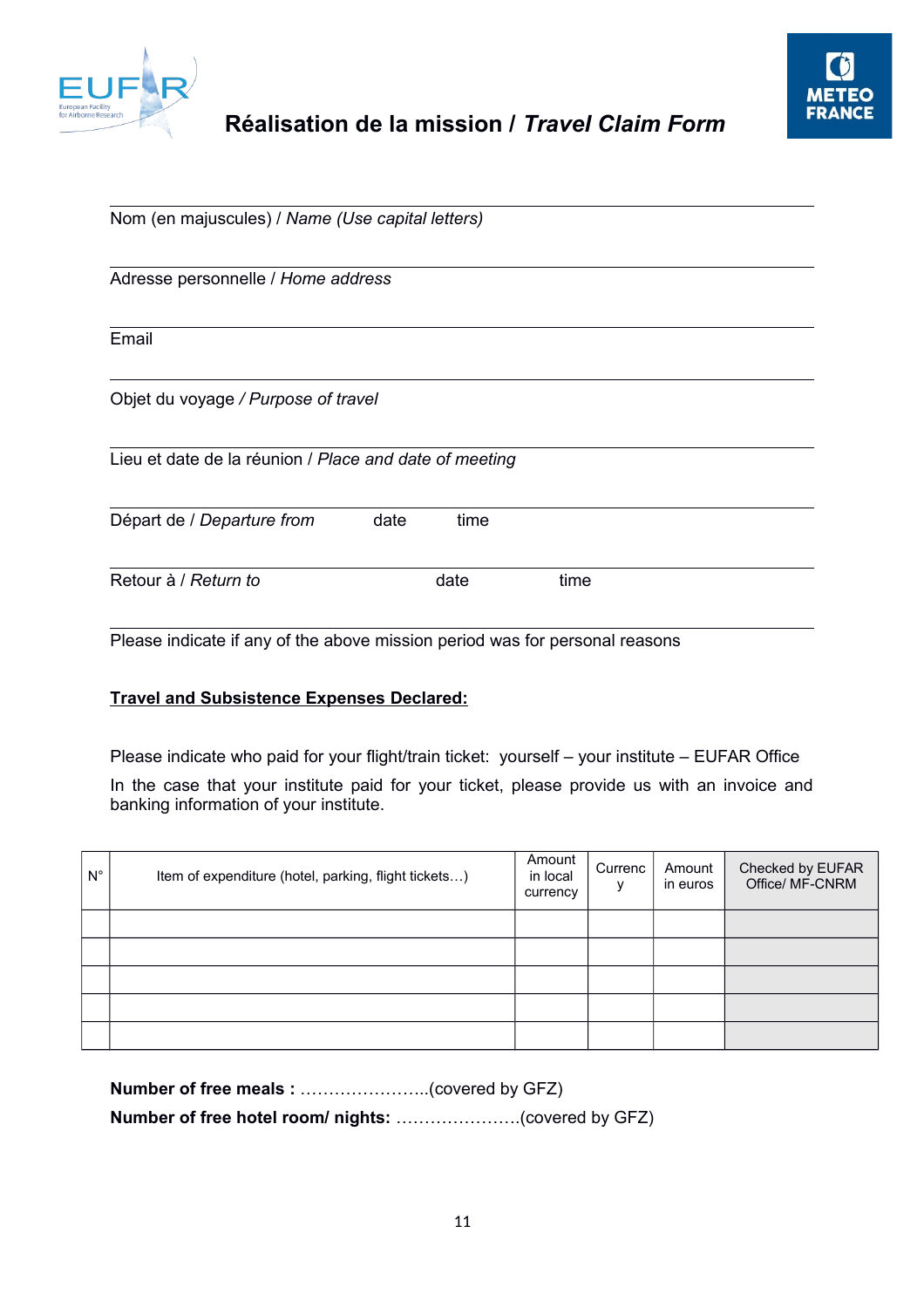## Réalisation de la mission / *Travel Claim Form*

Nom (en majuscules) / *Name (Use capital letters)*

Adresse personnelle / *Home address*

Email

Objet du voyage / *Purpose of travel*

Lieu et date de la réunion / *Place and date of meeting*

Départ de / *Departure from* date time

Retour à / *Return to* date time

Please indicate if any of the above mission period was for personal reasons

**Travel and Subsistence Expenses Declared:**

Please indicate who paid for your flight/train ticket: yourself – your institute – EUFAR Office

In the case that your institute paid for your ticket, please provide us with an invoice and banking information of your institute.

| N° | Item of expenditure (hotel, parking, flight tickets…) | Amount in local currency | Currency | Amount in euros | Checked by EUFAR Office/ MF-CNRM |
|---|---|---|---|---|---|
| | | | | | |
| | | | | | |
| | | | | | |
| | | | | | |
| | | | | | |

**Number of free meals :** …………………..(covered by GFZ)

**Number of free hotel room/ nights:** ………………….(covered by GFZ)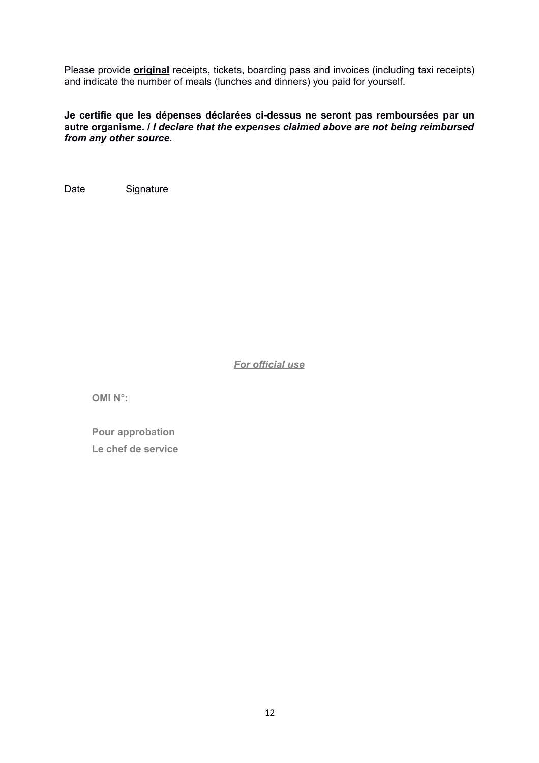Please provide **original** receipts, tickets, boarding pass and invoices (including taxi receipts) and indicate the number of meals (lunches and dinners) you paid for yourself.

**Je certifie que les dépenses déclarées ci-dessus ne seront pas remboursées par un autre organisme. /** ***I declare that the expenses claimed above are not being reimbursed from any other source.***

Date Signature

***For official use***

**OMI N°:**

**Pour approbation**

**Le chef de service**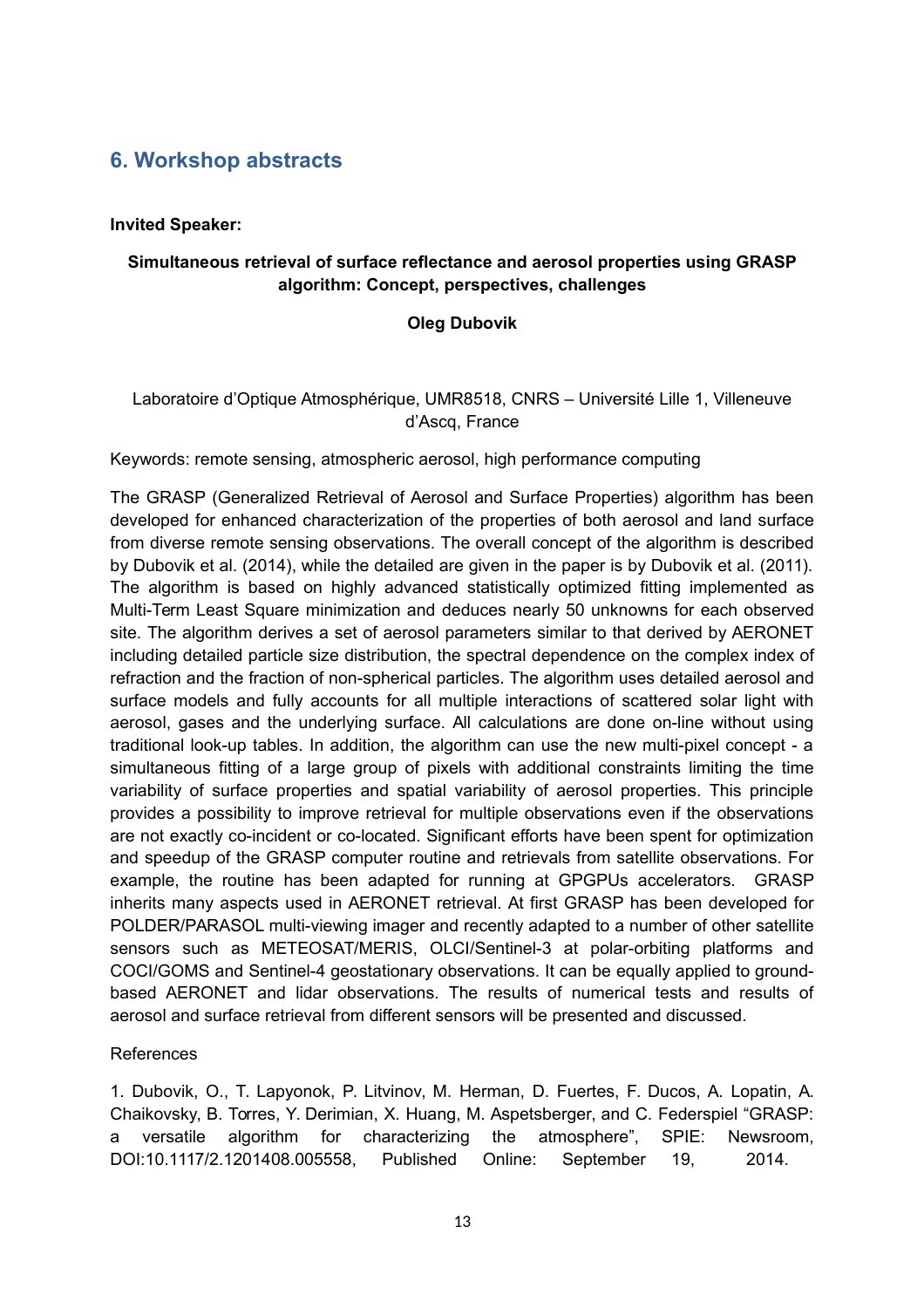## 6. Workshop abstracts

**Invited Speaker:**

**Simultaneous retrieval of surface reflectance and aerosol properties using GRASP algorithm: Concept, perspectives, challenges**

**Oleg Dubovik**

Laboratoire d'Optique Atmosphérique, UMR8518, CNRS – Université Lille 1, Villeneuve d'Ascq, France

Keywords: remote sensing, atmospheric aerosol, high performance computing

The GRASP (Generalized Retrieval of Aerosol and Surface Properties) algorithm has been developed for enhanced characterization of the properties of both aerosol and land surface from diverse remote sensing observations. The overall concept of the algorithm is described by Dubovik et al. (2014), while the detailed are given in the paper is by Dubovik et al. (2011). The algorithm is based on highly advanced statistically optimized fitting implemented as Multi-Term Least Square minimization and deduces nearly 50 unknowns for each observed site. The algorithm derives a set of aerosol parameters similar to that derived by AERONET including detailed particle size distribution, the spectral dependence on the complex index of refraction and the fraction of non-spherical particles. The algorithm uses detailed aerosol and surface models and fully accounts for all multiple interactions of scattered solar light with aerosol, gases and the underlying surface. All calculations are done on-line without using traditional look-up tables. In addition, the algorithm can use the new multi-pixel concept - a simultaneous fitting of a large group of pixels with additional constraints limiting the time variability of surface properties and spatial variability of aerosol properties. This principle provides a possibility to improve retrieval for multiple observations even if the observations are not exactly co-incident or co-located. Significant efforts have been spent for optimization and speedup of the GRASP computer routine and retrievals from satellite observations. For example, the routine has been adapted for running at GPGPUs accelerators. GRASP inherits many aspects used in AERONET retrieval. At first GRASP has been developed for POLDER/PARASOL multi-viewing imager and recently adapted to a number of other satellite sensors such as METEOSAT/MERIS, OLCI/Sentinel-3 at polar-orbiting platforms and COCI/GOMS and Sentinel-4 geostationary observations. It can be equally applied to ground-based AERONET and lidar observations. The results of numerical tests and results of aerosol and surface retrieval from different sensors will be presented and discussed.

References

1. Dubovik, O., T. Lapyonok, P. Litvinov, M. Herman, D. Fuertes, F. Ducos, A. Lopatin, A. Chaikovsky, B. Torres, Y. Derimian, X. Huang, M. Aspetsberger, and C. Federspiel "GRASP: a versatile algorithm for characterizing the atmosphere", SPIE: Newsroom, DOI:10.1117/2.1201408.005558, Published Online: September 19, 2014.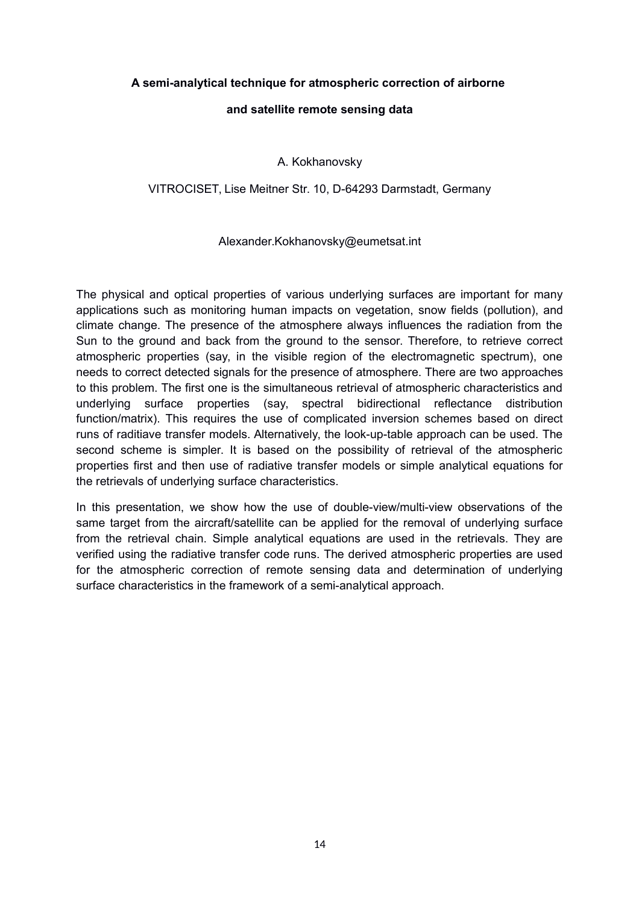**A semi-analytical technique for atmospheric correction of airborne and satellite remote sensing data**

A. Kokhanovsky

VITROCISET, Lise Meitner Str. 10, D-64293 Darmstadt, Germany

Alexander.Kokhanovsky@eumetsat.int

The physical and optical properties of various underlying surfaces are important for many applications such as monitoring human impacts on vegetation, snow fields (pollution), and climate change. The presence of the atmosphere always influences the radiation from the Sun to the ground and back from the ground to the sensor. Therefore, to retrieve correct atmospheric properties (say, in the visible region of the electromagnetic spectrum), one needs to correct detected signals for the presence of atmosphere. There are two approaches to this problem. The first one is the simultaneous retrieval of atmospheric characteristics and underlying surface properties (say, spectral bidirectional reflectance distribution function/matrix). This requires the use of complicated inversion schemes based on direct runs of raditiave transfer models. Alternatively, the look-up-table approach can be used. The second scheme is simpler. It is based on the possibility of retrieval of the atmospheric properties first and then use of radiative transfer models or simple analytical equations for the retrievals of underlying surface characteristics.

In this presentation, we show how the use of double-view/multi-view observations of the same target from the aircraft/satellite can be applied for the removal of underlying surface from the retrieval chain. Simple analytical equations are used in the retrievals. They are verified using the radiative transfer code runs. The derived atmospheric properties are used for the atmospheric correction of remote sensing data and determination of underlying surface characteristics in the framework of a semi-analytical approach.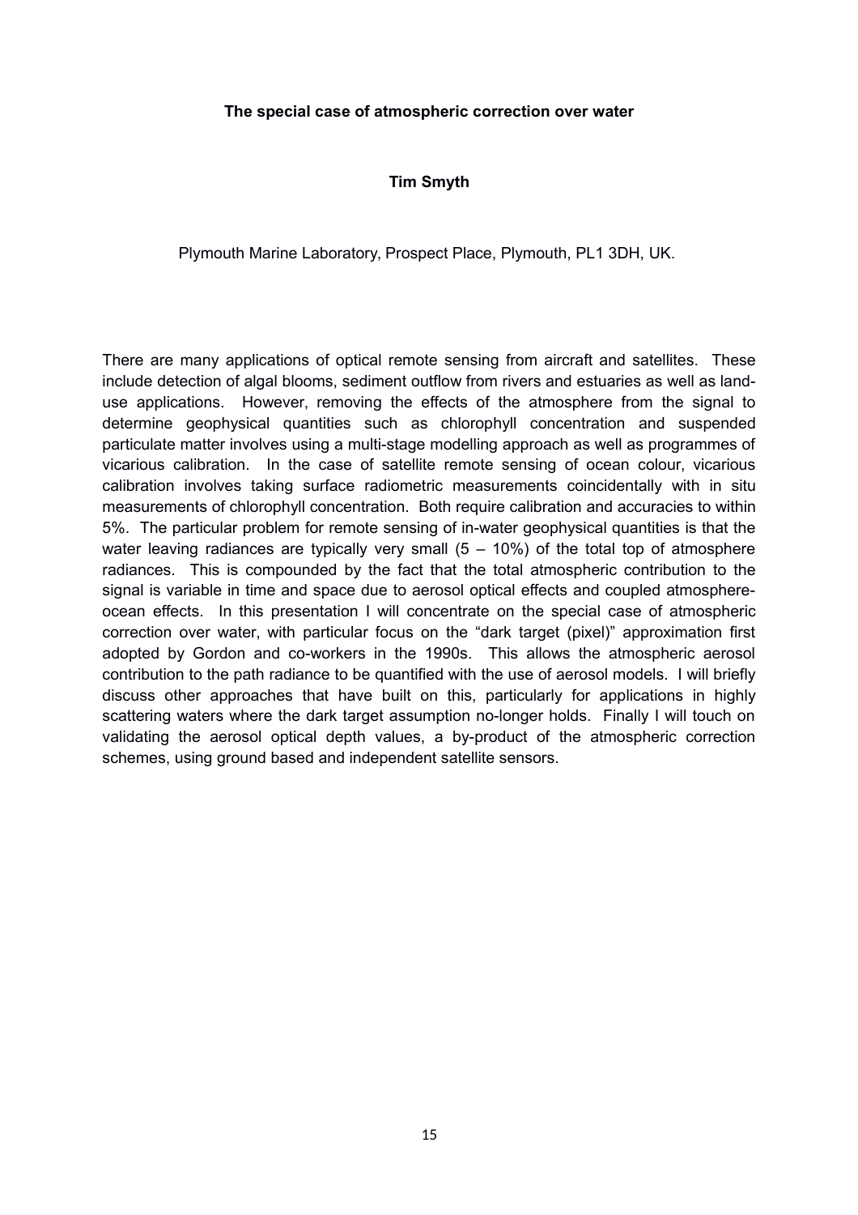**The special case of atmospheric correction over water**

**Tim Smyth**

Plymouth Marine Laboratory, Prospect Place, Plymouth, PL1 3DH, UK.

There are many applications of optical remote sensing from aircraft and satellites. These include detection of algal blooms, sediment outflow from rivers and estuaries as well as land-use applications. However, removing the effects of the atmosphere from the signal to determine geophysical quantities such as chlorophyll concentration and suspended particulate matter involves using a multi-stage modelling approach as well as programmes of vicarious calibration. In the case of satellite remote sensing of ocean colour, vicarious calibration involves taking surface radiometric measurements coincidentally with in situ measurements of chlorophyll concentration. Both require calibration and accuracies to within 5%. The particular problem for remote sensing of in-water geophysical quantities is that the water leaving radiances are typically very small (5 – 10%) of the total top of atmosphere radiances. This is compounded by the fact that the total atmospheric contribution to the signal is variable in time and space due to aerosol optical effects and coupled atmosphere-ocean effects. In this presentation I will concentrate on the special case of atmospheric correction over water, with particular focus on the "dark target (pixel)" approximation first adopted by Gordon and co-workers in the 1990s. This allows the atmospheric aerosol contribution to the path radiance to be quantified with the use of aerosol models. I will briefly discuss other approaches that have built on this, particularly for applications in highly scattering waters where the dark target assumption no-longer holds. Finally I will touch on validating the aerosol optical depth values, a by-product of the atmospheric correction schemes, using ground based and independent satellite sensors.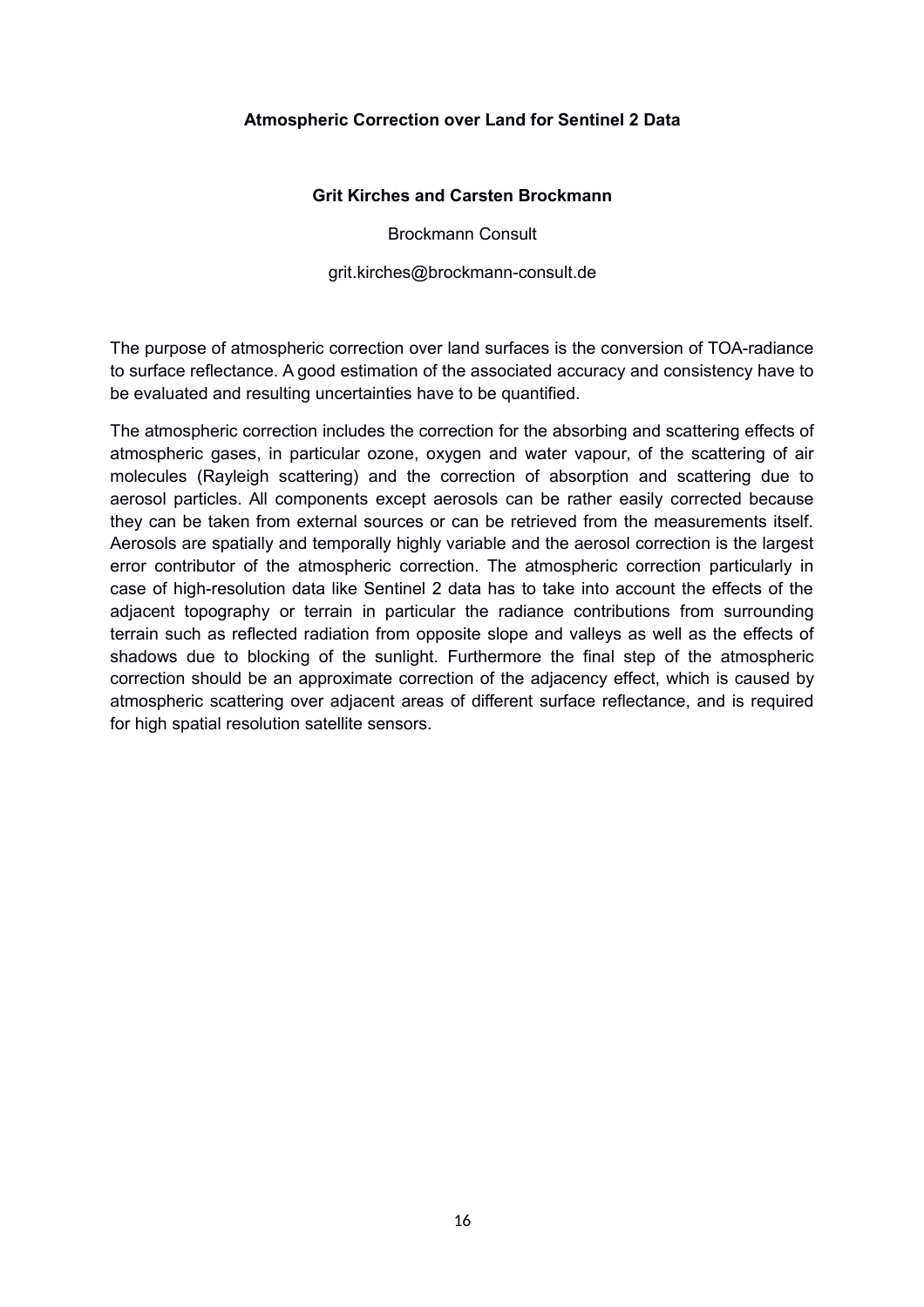## Atmospheric Correction over Land for Sentinel 2 Data

**Grit Kirches and Carsten Brockmann**

Brockmann Consult

grit.kirches@brockmann-consult.de

The purpose of atmospheric correction over land surfaces is the conversion of TOA-radiance to surface reflectance. A good estimation of the associated accuracy and consistency have to be evaluated and resulting uncertainties have to be quantified.

The atmospheric correction includes the correction for the absorbing and scattering effects of atmospheric gases, in particular ozone, oxygen and water vapour, of the scattering of air molecules (Rayleigh scattering) and the correction of absorption and scattering due to aerosol particles. All components except aerosols can be rather easily corrected because they can be taken from external sources or can be retrieved from the measurements itself. Aerosols are spatially and temporally highly variable and the aerosol correction is the largest error contributor of the atmospheric correction. The atmospheric correction particularly in case of high-resolution data like Sentinel 2 data has to take into account the effects of the adjacent topography or terrain in particular the radiance contributions from surrounding terrain such as reflected radiation from opposite slope and valleys as well as the effects of shadows due to blocking of the sunlight. Furthermore the final step of the atmospheric correction should be an approximate correction of the adjacency effect, which is caused by atmospheric scattering over adjacent areas of different surface reflectance, and is required for high spatial resolution satellite sensors.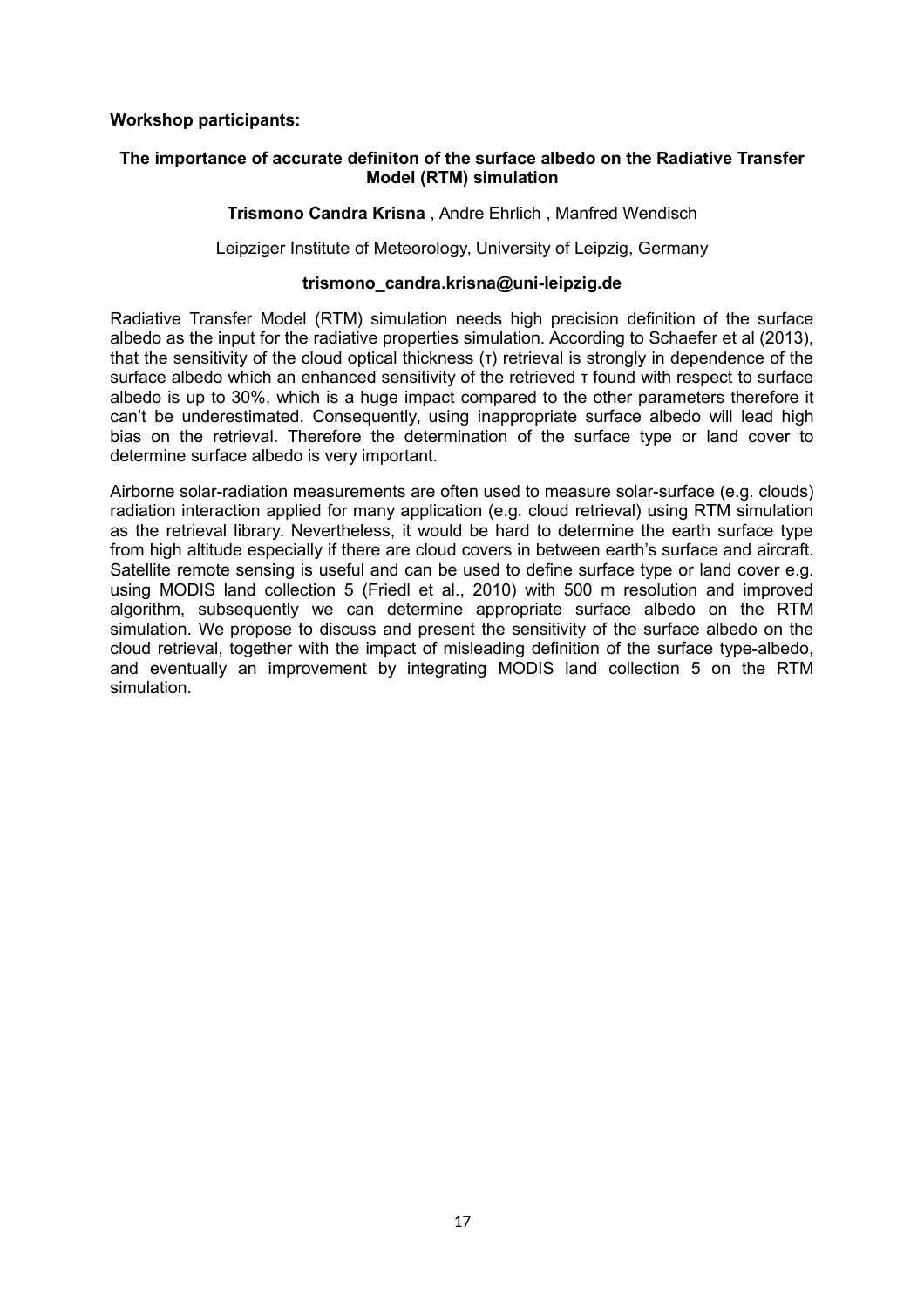**Workshop participants:**

## The importance of accurate definiton of the surface albedo on the Radiative Transfer Model (RTM) simulation

**Trismono Candra Krisna** , Andre Ehrlich , Manfred Wendisch

Leipziger Institute of Meteorology, University of Leipzig, Germany

**trismono_candra.krisna@uni-leipzig.de**

Radiative Transfer Model (RTM) simulation needs high precision definition of the surface albedo as the input for the radiative properties simulation. According to Schaefer et al (2013), that the sensitivity of the cloud optical thickness ($\tau$) retrieval is strongly in dependence of the surface albedo which an enhanced sensitivity of the retrieved $\tau$ found with respect to surface albedo is up to 30%, which is a huge impact compared to the other parameters therefore it can't be underestimated. Consequently, using inappropriate surface albedo will lead high bias on the retrieval. Therefore the determination of the surface type or land cover to determine surface albedo is very important.

Airborne solar-radiation measurements are often used to measure solar-surface (e.g. clouds) radiation interaction applied for many application (e.g. cloud retrieval) using RTM simulation as the retrieval library. Nevertheless, it would be hard to determine the earth surface type from high altitude especially if there are cloud covers in between earth's surface and aircraft. Satellite remote sensing is useful and can be used to define surface type or land cover e.g. using MODIS land collection 5 (Friedl et al., 2010) with 500 m resolution and improved algorithm, subsequently we can determine appropriate surface albedo on the RTM simulation. We propose to discuss and present the sensitivity of the surface albedo on the cloud retrieval, together with the impact of misleading definition of the surface type-albedo, and eventually an improvement by integrating MODIS land collection 5 on the RTM simulation.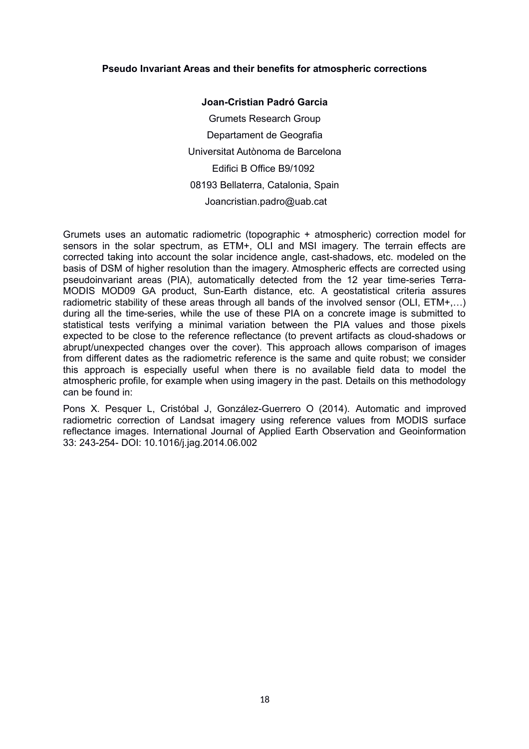**Pseudo Invariant Areas and their benefits for atmospheric corrections**

**Joan-Cristian Padró Garcia**

Grumets Research Group

Departament de Geografia

Universitat Autònoma de Barcelona

Edifici B Office B9/1092

08193 Bellaterra, Catalonia, Spain

Joancristian.padro@uab.cat

Grumets uses an automatic radiometric (topographic + atmospheric) correction model for sensors in the solar spectrum, as ETM+, OLI and MSI imagery. The terrain effects are corrected taking into account the solar incidence angle, cast-shadows, etc. modeled on the basis of DSM of higher resolution than the imagery. Atmospheric effects are corrected using pseudoinvariant areas (PIA), automatically detected from the 12 year time-series Terra-MODIS MOD09 GA product, Sun-Earth distance, etc. A geostatistical criteria assures radiometric stability of these areas through all bands of the involved sensor (OLI, ETM+,…) during all the time-series, while the use of these PIA on a concrete image is submitted to statistical tests verifying a minimal variation between the PIA values and those pixels expected to be close to the reference reflectance (to prevent artifacts as cloud-shadows or abrupt/unexpected changes over the cover). This approach allows comparison of images from different dates as the radiometric reference is the same and quite robust; we consider this approach is especially useful when there is no available field data to model the atmospheric profile, for example when using imagery in the past. Details on this methodology can be found in:

Pons X. Pesquer L, Cristóbal J, González-Guerrero O (2014). Automatic and improved radiometric correction of Landsat imagery using reference values from MODIS surface reflectance images. International Journal of Applied Earth Observation and Geoinformation 33: 243-254- DOI: 10.1016/j.jag.2014.06.002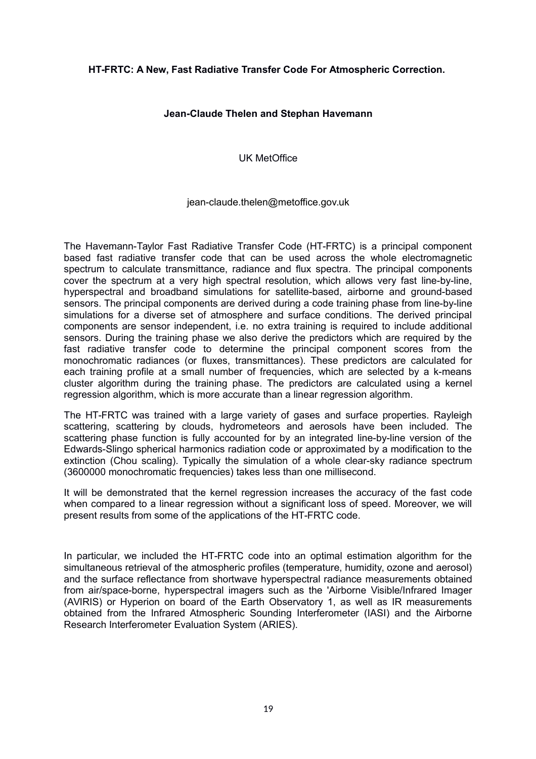**HT-FRTC: A New, Fast Radiative Transfer Code For Atmospheric Correction.**

**Jean-Claude Thelen and Stephan Havemann**

UK MetOffice

jean-claude.thelen@metoffice.gov.uk

The Havemann-Taylor Fast Radiative Transfer Code (HT-FRTC) is a principal component based fast radiative transfer code that can be used across the whole electromagnetic spectrum to calculate transmittance, radiance and flux spectra. The principal components cover the spectrum at a very high spectral resolution, which allows very fast line-by-line, hyperspectral and broadband simulations for satellite-based, airborne and ground-based sensors. The principal components are derived during a code training phase from line-by-line simulations for a diverse set of atmosphere and surface conditions. The derived principal components are sensor independent, i.e. no extra training is required to include additional sensors. During the training phase we also derive the predictors which are required by the fast radiative transfer code to determine the principal component scores from the monochromatic radiances (or fluxes, transmittances). These predictors are calculated for each training profile at a small number of frequencies, which are selected by a k-means cluster algorithm during the training phase. The predictors are calculated using a kernel regression algorithm, which is more accurate than a linear regression algorithm.

The HT-FRTC was trained with a large variety of gases and surface properties. Rayleigh scattering, scattering by clouds, hydrometeors and aerosols have been included. The scattering phase function is fully accounted for by an integrated line-by-line version of the Edwards-Slingo spherical harmonics radiation code or approximated by a modification to the extinction (Chou scaling). Typically the simulation of a whole clear-sky radiance spectrum (3600000 monochromatic frequencies) takes less than one millisecond.

It will be demonstrated that the kernel regression increases the accuracy of the fast code when compared to a linear regression without a significant loss of speed. Moreover, we will present results from some of the applications of the HT-FRTC code.

In particular, we included the HT-FRTC code into an optimal estimation algorithm for the simultaneous retrieval of the atmospheric profiles (temperature, humidity, ozone and aerosol) and the surface reflectance from shortwave hyperspectral radiance measurements obtained from air/space-borne, hyperspectral imagers such as the 'Airborne Visible/Infrared Imager (AVIRIS) or Hyperion on board of the Earth Observatory 1, as well as IR measurements obtained from the Infrared Atmospheric Sounding Interferometer (IASI) and the Airborne Research Interferometer Evaluation System (ARIES).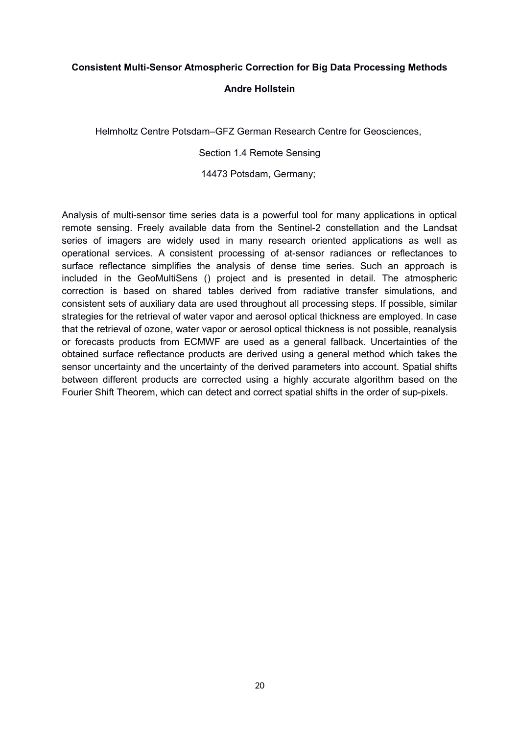**Consistent Multi-Sensor Atmospheric Correction for Big Data Processing Methods**

**Andre Hollstein**

Helmholtz Centre Potsdam–GFZ German Research Centre for Geosciences,

Section 1.4 Remote Sensing

14473 Potsdam, Germany;

Analysis of multi-sensor time series data is a powerful tool for many applications in optical remote sensing. Freely available data from the Sentinel-2 constellation and the Landsat series of imagers are widely used in many research oriented applications as well as operational services. A consistent processing of at-sensor radiances or reflectances to surface reflectance simplifies the analysis of dense time series. Such an approach is included in the GeoMultiSens () project and is presented in detail. The atmospheric correction is based on shared tables derived from radiative transfer simulations, and consistent sets of auxiliary data are used throughout all processing steps. If possible, similar strategies for the retrieval of water vapor and aerosol optical thickness are employed. In case that the retrieval of ozone, water vapor or aerosol optical thickness is not possible, reanalysis or forecasts products from ECMWF are used as a general fallback. Uncertainties of the obtained surface reflectance products are derived using a general method which takes the sensor uncertainty and the uncertainty of the derived parameters into account. Spatial shifts between different products are corrected using a highly accurate algorithm based on the Fourier Shift Theorem, which can detect and correct spatial shifts in the order of sup-pixels.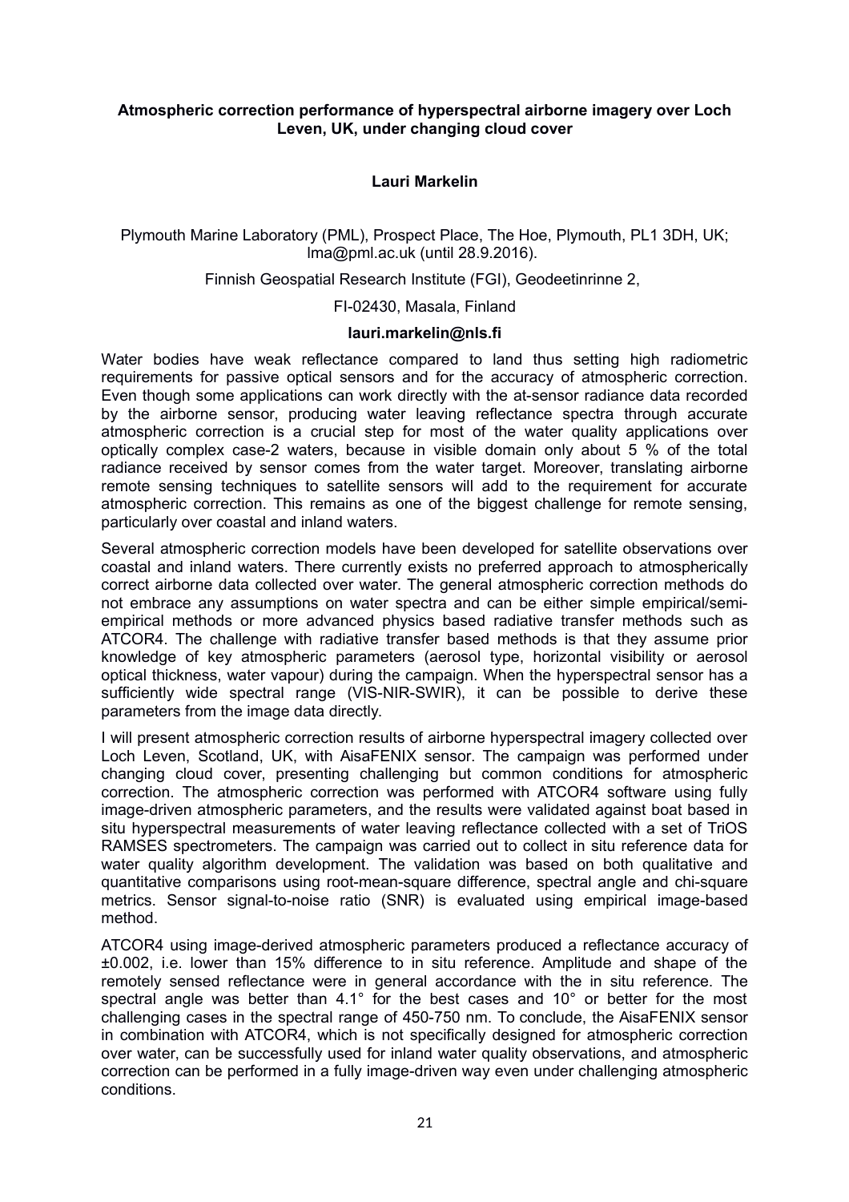**Atmospheric correction performance of hyperspectral airborne imagery over Loch Leven, UK, under changing cloud cover**

**Lauri Markelin**

Plymouth Marine Laboratory (PML), Prospect Place, The Hoe, Plymouth, PL1 3DH, UK; lma@pml.ac.uk (until 28.9.2016).

Finnish Geospatial Research Institute (FGI), Geodeetinrinne 2,

FI-02430, Masala, Finland

**lauri.markelin@nls.fi**

Water bodies have weak reflectance compared to land thus setting high radiometric requirements for passive optical sensors and for the accuracy of atmospheric correction. Even though some applications can work directly with the at-sensor radiance data recorded by the airborne sensor, producing water leaving reflectance spectra through accurate atmospheric correction is a crucial step for most of the water quality applications over optically complex case-2 waters, because in visible domain only about 5 % of the total radiance received by sensor comes from the water target. Moreover, translating airborne remote sensing techniques to satellite sensors will add to the requirement for accurate atmospheric correction. This remains as one of the biggest challenge for remote sensing, particularly over coastal and inland waters.

Several atmospheric correction models have been developed for satellite observations over coastal and inland waters. There currently exists no preferred approach to atmospherically correct airborne data collected over water. The general atmospheric correction methods do not embrace any assumptions on water spectra and can be either simple empirical/semi-empirical methods or more advanced physics based radiative transfer methods such as ATCOR4. The challenge with radiative transfer based methods is that they assume prior knowledge of key atmospheric parameters (aerosol type, horizontal visibility or aerosol optical thickness, water vapour) during the campaign. When the hyperspectral sensor has a sufficiently wide spectral range (VIS-NIR-SWIR), it can be possible to derive these parameters from the image data directly.

I will present atmospheric correction results of airborne hyperspectral imagery collected over Loch Leven, Scotland, UK, with AisaFENIX sensor. The campaign was performed under changing cloud cover, presenting challenging but common conditions for atmospheric correction. The atmospheric correction was performed with ATCOR4 software using fully image-driven atmospheric parameters, and the results were validated against boat based in situ hyperspectral measurements of water leaving reflectance collected with a set of TriOS RAMSES spectrometers. The campaign was carried out to collect in situ reference data for water quality algorithm development. The validation was based on both qualitative and quantitative comparisons using root-mean-square difference, spectral angle and chi-square metrics. Sensor signal-to-noise ratio (SNR) is evaluated using empirical image-based method.

ATCOR4 using image-derived atmospheric parameters produced a reflectance accuracy of ±0.002, i.e. lower than 15% difference to in situ reference. Amplitude and shape of the remotely sensed reflectance were in general accordance with the in situ reference. The spectral angle was better than 4.1° for the best cases and 10° or better for the most challenging cases in the spectral range of 450-750 nm. To conclude, the AisaFENIX sensor in combination with ATCOR4, which is not specifically designed for atmospheric correction over water, can be successfully used for inland water quality observations, and atmospheric correction can be performed in a fully image-driven way even under challenging atmospheric conditions.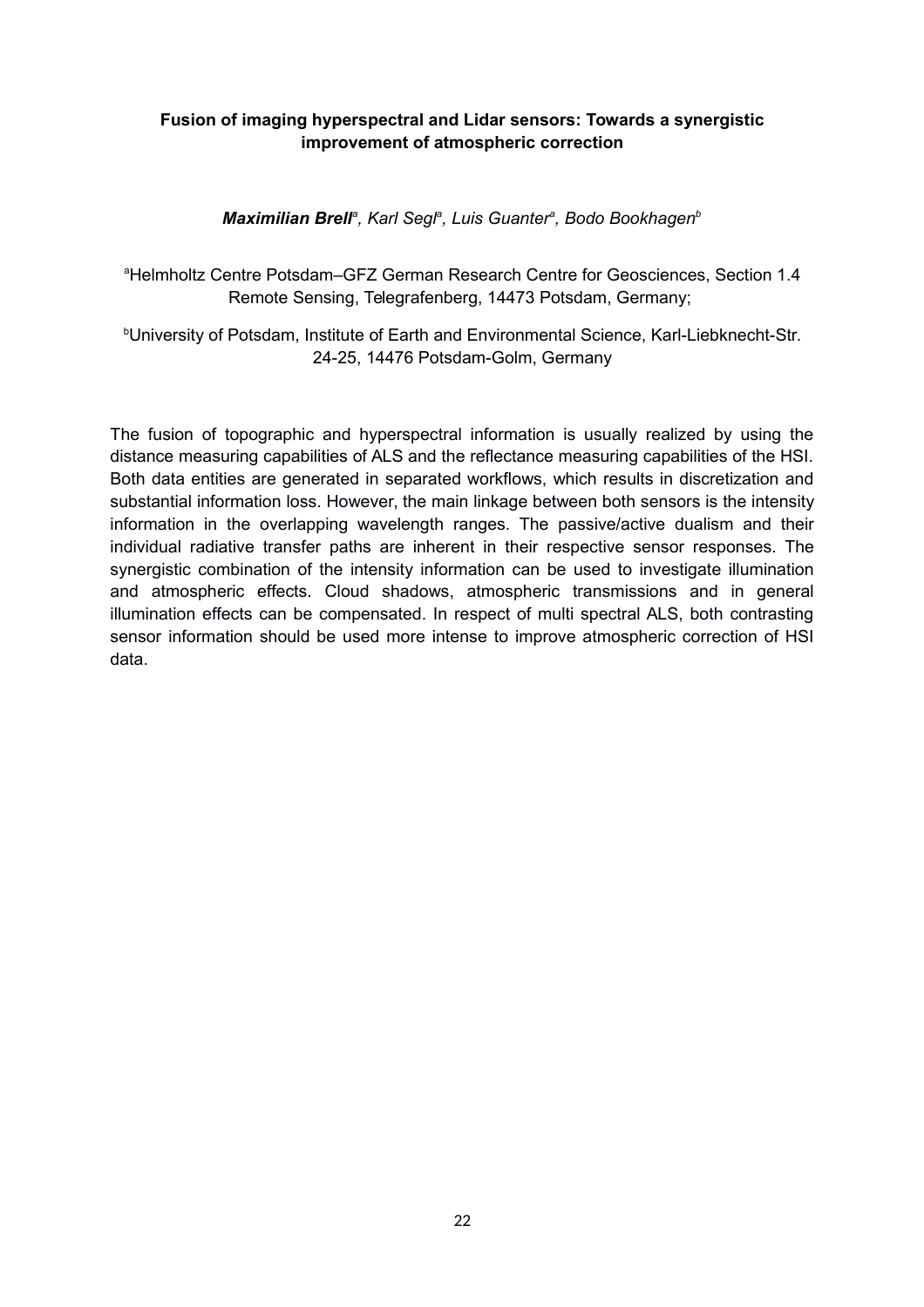### Fusion of imaging hyperspectral and Lidar sensors: Towards a synergistic improvement of atmospheric correction

***Maximilian Brell***[a]*, Karl Segl*[a]*, Luis Guanter*[a]*, Bodo Bookhagen*[b]

[a]Helmholtz Centre Potsdam–GFZ German Research Centre for Geosciences, Section 1.4 Remote Sensing, Telegrafenberg, 14473 Potsdam, Germany;

[b]University of Potsdam, Institute of Earth and Environmental Science, Karl-Liebknecht-Str. 24-25, 14476 Potsdam-Golm, Germany

The fusion of topographic and hyperspectral information is usually realized by using the distance measuring capabilities of ALS and the reflectance measuring capabilities of the HSI. Both data entities are generated in separated workflows, which results in discretization and substantial information loss. However, the main linkage between both sensors is the intensity information in the overlapping wavelength ranges. The passive/active dualism and their individual radiative transfer paths are inherent in their respective sensor responses. The synergistic combination of the intensity information can be used to investigate illumination and atmospheric effects. Cloud shadows, atmospheric transmissions and in general illumination effects can be compensated. In respect of multi spectral ALS, both contrasting sensor information should be used more intense to improve atmospheric correction of HSI data.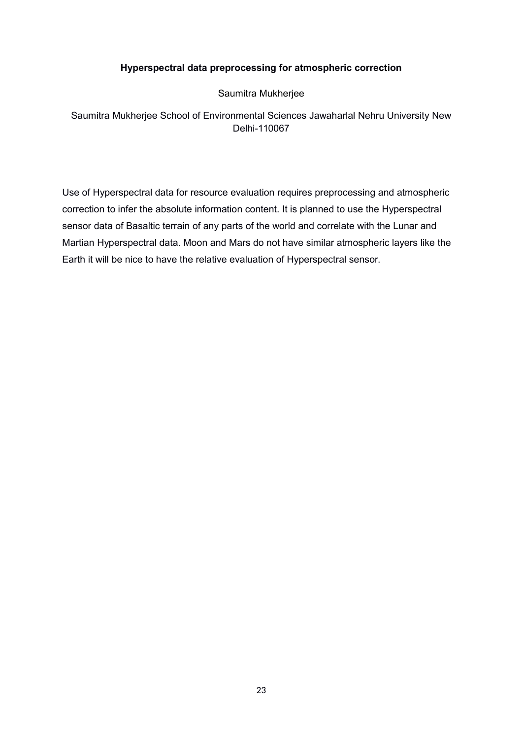## Hyperspectral data preprocessing for atmospheric correction

Saumitra Mukherjee

Saumitra Mukherjee School of Environmental Sciences Jawaharlal Nehru University New Delhi-110067

Use of Hyperspectral data for resource evaluation requires preprocessing and atmospheric correction to infer the absolute information content. It is planned to use the Hyperspectral sensor data of Basaltic terrain of any parts of the world and correlate with the Lunar and Martian Hyperspectral data. Moon and Mars do not have similar atmospheric layers like the Earth it will be nice to have the relative evaluation of Hyperspectral sensor.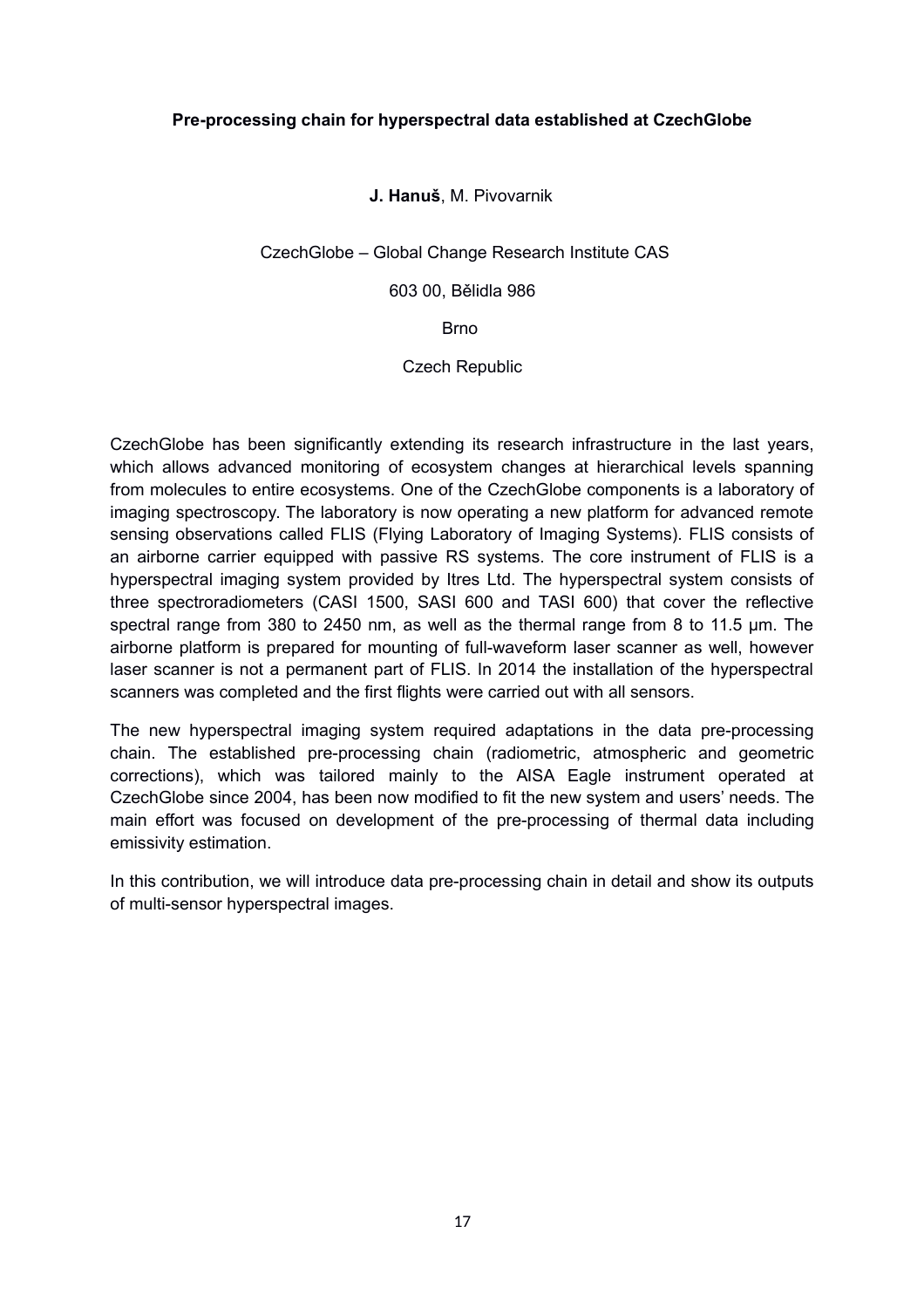### Pre-processing chain for hyperspectral data established at CzechGlobe

**J. Hanuš**, M. Pivovarnik

CzechGlobe – Global Change Research Institute CAS

603 00, Bělidla 986

Brno

Czech Republic

CzechGlobe has been significantly extending its research infrastructure in the last years, which allows advanced monitoring of ecosystem changes at hierarchical levels spanning from molecules to entire ecosystems. One of the CzechGlobe components is a laboratory of imaging spectroscopy. The laboratory is now operating a new platform for advanced remote sensing observations called FLIS (Flying Laboratory of Imaging Systems). FLIS consists of an airborne carrier equipped with passive RS systems. The core instrument of FLIS is a hyperspectral imaging system provided by Itres Ltd. The hyperspectral system consists of three spectroradiometers (CASI 1500, SASI 600 and TASI 600) that cover the reflective spectral range from 380 to 2450 nm, as well as the thermal range from 8 to 11.5 µm. The airborne platform is prepared for mounting of full-waveform laser scanner as well, however laser scanner is not a permanent part of FLIS. In 2014 the installation of the hyperspectral scanners was completed and the first flights were carried out with all sensors.

The new hyperspectral imaging system required adaptations in the data pre-processing chain. The established pre-processing chain (radiometric, atmospheric and geometric corrections), which was tailored mainly to the AISA Eagle instrument operated at CzechGlobe since 2004, has been now modified to fit the new system and users' needs. The main effort was focused on development of the pre-processing of thermal data including emissivity estimation.

In this contribution, we will introduce data pre-processing chain in detail and show its outputs of multi-sensor hyperspectral images.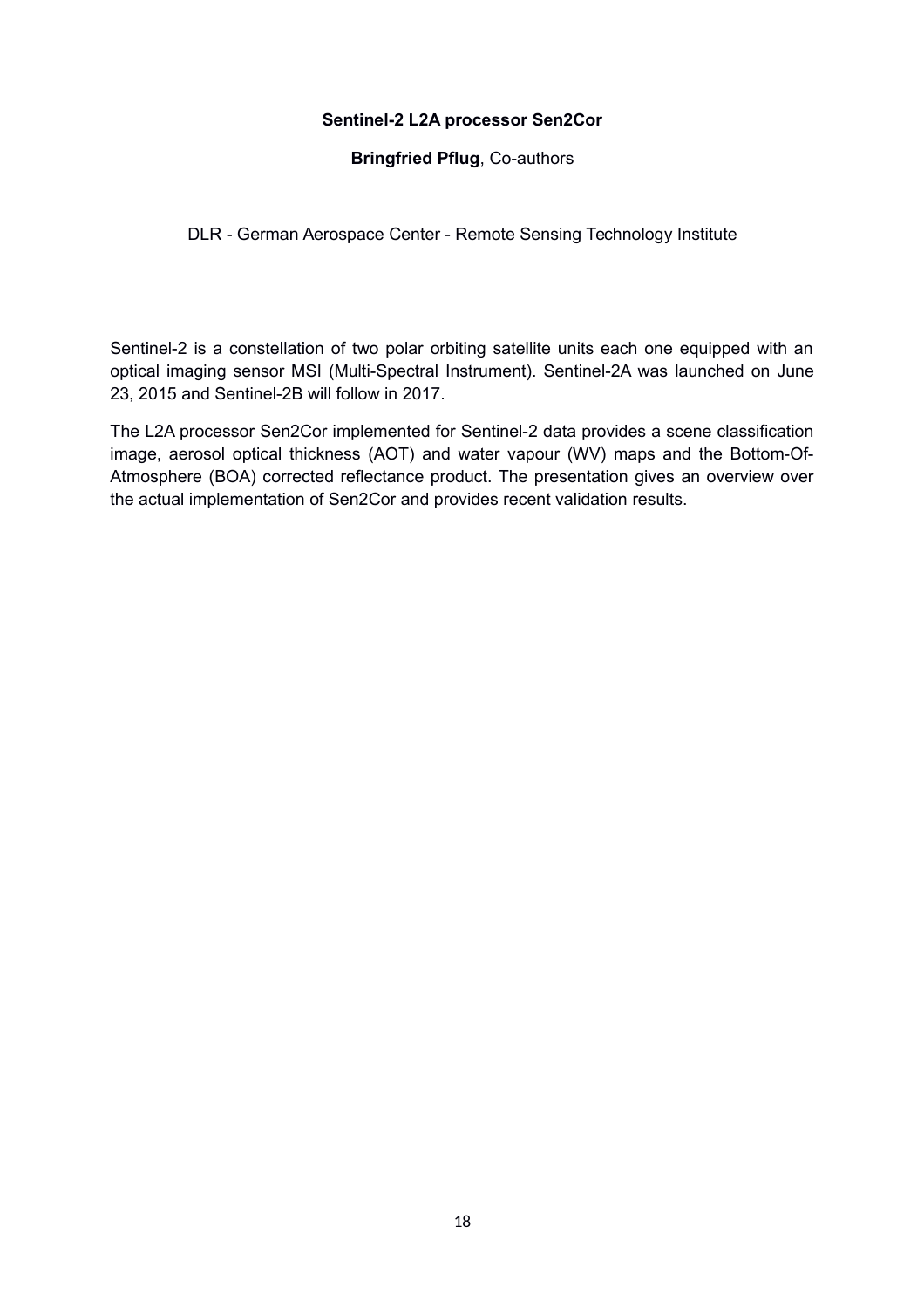### Sentinel-2 L2A processor Sen2Cor

**Bringfried Pflug**, Co-authors

DLR - German Aerospace Center - Remote Sensing Technology Institute

Sentinel-2 is a constellation of two polar orbiting satellite units each one equipped with an optical imaging sensor MSI (Multi-Spectral Instrument). Sentinel-2A was launched on June 23, 2015 and Sentinel-2B will follow in 2017.

The L2A processor Sen2Cor implemented for Sentinel-2 data provides a scene classification image, aerosol optical thickness (AOT) and water vapour (WV) maps and the Bottom-Of-Atmosphere (BOA) corrected reflectance product. The presentation gives an overview over the actual implementation of Sen2Cor and provides recent validation results.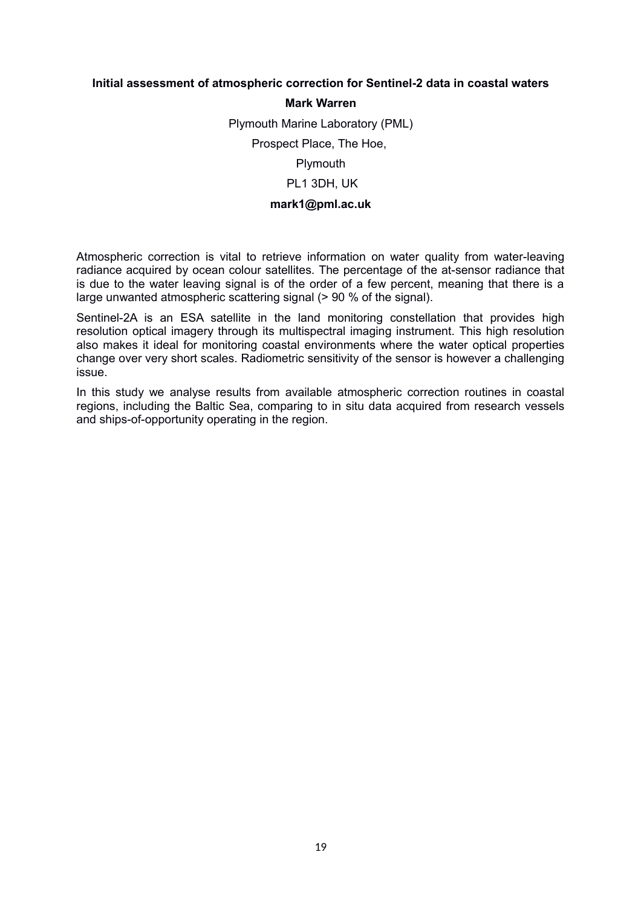**Initial assessment of atmospheric correction for Sentinel-2 data in coastal waters**

**Mark Warren**

Plymouth Marine Laboratory (PML)

Prospect Place, The Hoe,

Plymouth

PL1 3DH, UK

**mark1@pml.ac.uk**

Atmospheric correction is vital to retrieve information on water quality from water-leaving radiance acquired by ocean colour satellites. The percentage of the at-sensor radiance that is due to the water leaving signal is of the order of a few percent, meaning that there is a large unwanted atmospheric scattering signal (> 90 % of the signal).

Sentinel-2A is an ESA satellite in the land monitoring constellation that provides high resolution optical imagery through its multispectral imaging instrument. This high resolution also makes it ideal for monitoring coastal environments where the water optical properties change over very short scales. Radiometric sensitivity of the sensor is however a challenging issue.

In this study we analyse results from available atmospheric correction routines in coastal regions, including the Baltic Sea, comparing to in situ data acquired from research vessels and ships-of-opportunity operating in the region.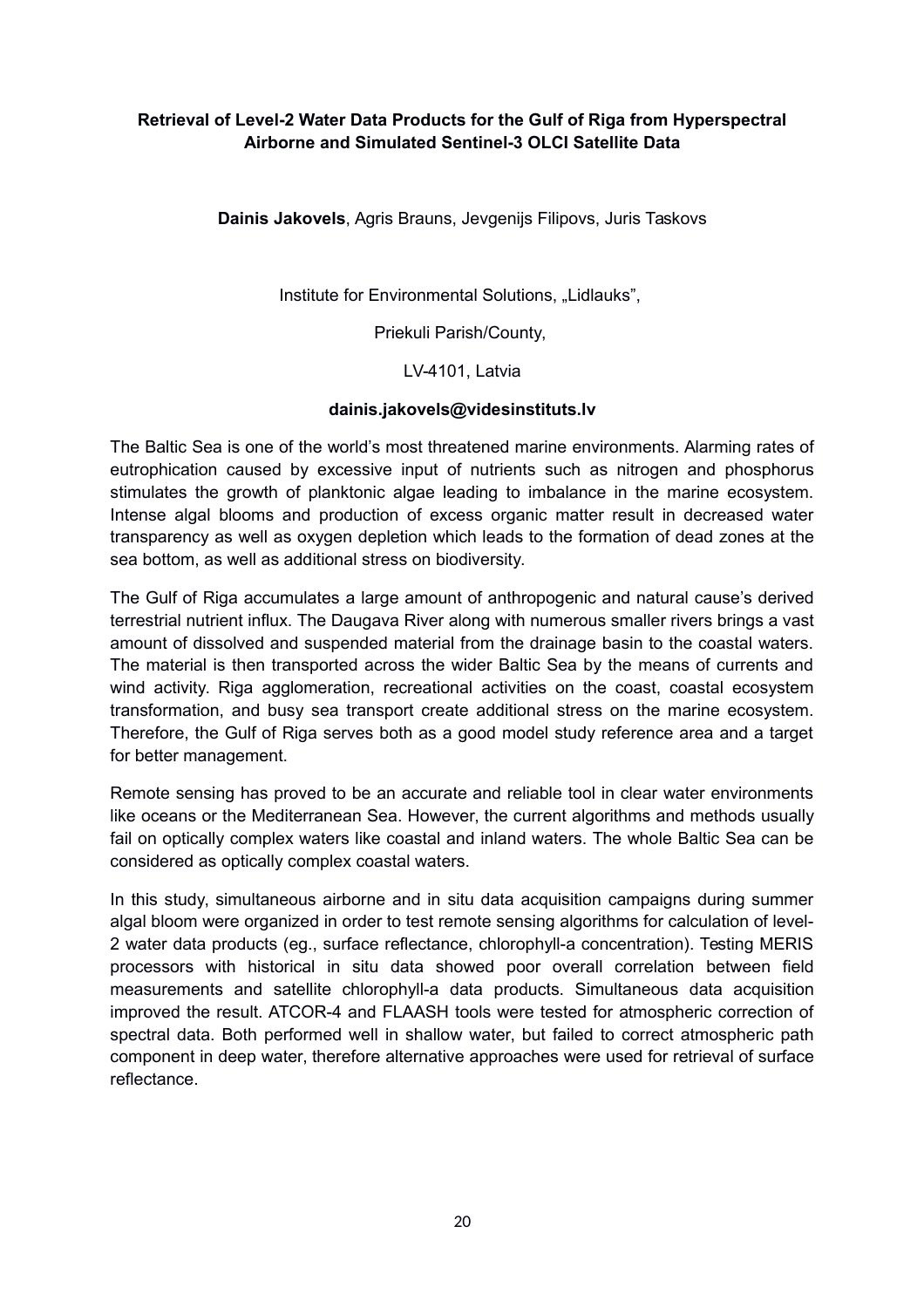## Retrieval of Level-2 Water Data Products for the Gulf of Riga from Hyperspectral Airborne and Simulated Sentinel-3 OLCI Satellite Data

**Dainis Jakovels**, Agris Brauns, Jevgenijs Filipovs, Juris Taskovs

Institute for Environmental Solutions, „Lidlauks",

Priekuli Parish/County,

LV-4101, Latvia

**dainis.jakovels@videsinstituts.lv**

The Baltic Sea is one of the world's most threatened marine environments. Alarming rates of eutrophication caused by excessive input of nutrients such as nitrogen and phosphorus stimulates the growth of planktonic algae leading to imbalance in the marine ecosystem. Intense algal blooms and production of excess organic matter result in decreased water transparency as well as oxygen depletion which leads to the formation of dead zones at the sea bottom, as well as additional stress on biodiversity.

The Gulf of Riga accumulates a large amount of anthropogenic and natural cause's derived terrestrial nutrient influx. The Daugava River along with numerous smaller rivers brings a vast amount of dissolved and suspended material from the drainage basin to the coastal waters. The material is then transported across the wider Baltic Sea by the means of currents and wind activity. Riga agglomeration, recreational activities on the coast, coastal ecosystem transformation, and busy sea transport create additional stress on the marine ecosystem. Therefore, the Gulf of Riga serves both as a good model study reference area and a target for better management.

Remote sensing has proved to be an accurate and reliable tool in clear water environments like oceans or the Mediterranean Sea. However, the current algorithms and methods usually fail on optically complex waters like coastal and inland waters. The whole Baltic Sea can be considered as optically complex coastal waters.

In this study, simultaneous airborne and in situ data acquisition campaigns during summer algal bloom were organized in order to test remote sensing algorithms for calculation of level-2 water data products (eg., surface reflectance, chlorophyll-a concentration). Testing MERIS processors with historical in situ data showed poor overall correlation between field measurements and satellite chlorophyll-a data products. Simultaneous data acquisition improved the result. ATCOR-4 and FLAASH tools were tested for atmospheric correction of spectral data. Both performed well in shallow water, but failed to correct atmospheric path component in deep water, therefore alternative approaches were used for retrieval of surface reflectance.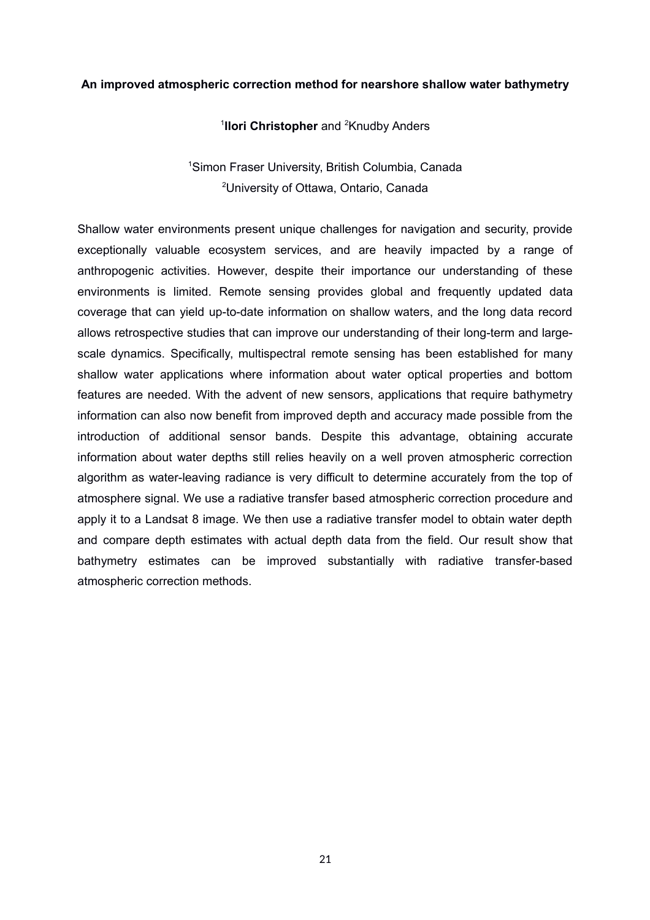**An improved atmospheric correction method for nearshore shallow water bathymetry**

[1]**Ilori Christopher** and [2]Knudby Anders

[1]Simon Fraser University, British Columbia, Canada
[2]University of Ottawa, Ontario, Canada

Shallow water environments present unique challenges for navigation and security, provide exceptionally valuable ecosystem services, and are heavily impacted by a range of anthropogenic activities. However, despite their importance our understanding of these environments is limited. Remote sensing provides global and frequently updated data coverage that can yield up-to-date information on shallow waters, and the long data record allows retrospective studies that can improve our understanding of their long-term and large-scale dynamics. Specifically, multispectral remote sensing has been established for many shallow water applications where information about water optical properties and bottom features are needed. With the advent of new sensors, applications that require bathymetry information can also now benefit from improved depth and accuracy made possible from the introduction of additional sensor bands. Despite this advantage, obtaining accurate information about water depths still relies heavily on a well proven atmospheric correction algorithm as water-leaving radiance is very difficult to determine accurately from the top of atmosphere signal. We use a radiative transfer based atmospheric correction procedure and apply it to a Landsat 8 image. We then use a radiative transfer model to obtain water depth and compare depth estimates with actual depth data from the field. Our result show that bathymetry estimates can be improved substantially with radiative transfer-based atmospheric correction methods.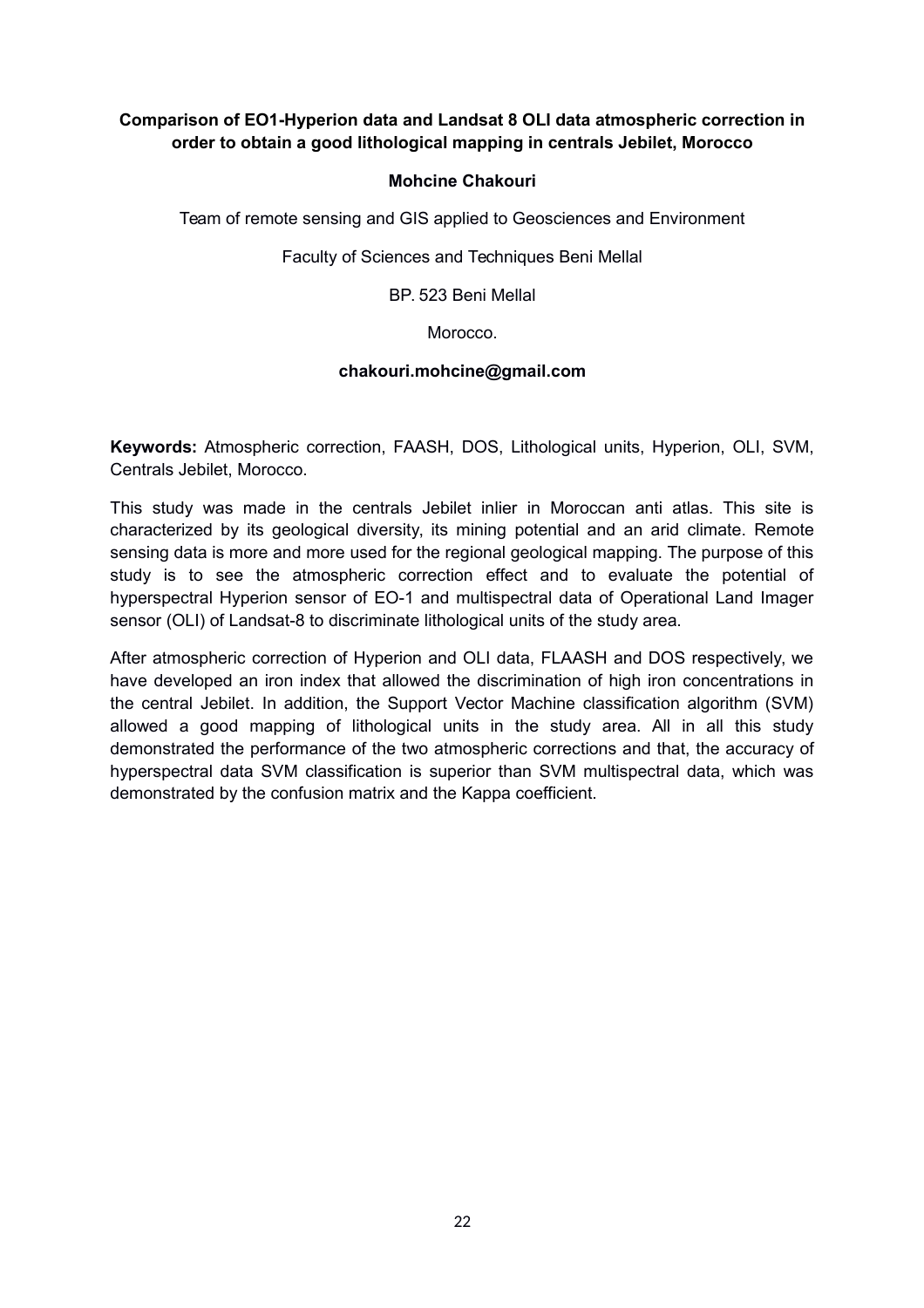**Comparison of EO1-Hyperion data and Landsat 8 OLI data atmospheric correction in order to obtain a good lithological mapping in centrals Jebilet, Morocco**

**Mohcine Chakouri**

Team of remote sensing and GIS applied to Geosciences and Environment

Faculty of Sciences and Techniques Beni Mellal

BP. 523 Beni Mellal

Morocco.

**chakouri.mohcine@gmail.com**

**Keywords:** Atmospheric correction, FAASH, DOS, Lithological units, Hyperion, OLI, SVM, Centrals Jebilet, Morocco.

This study was made in the centrals Jebilet inlier in Moroccan anti atlas. This site is characterized by its geological diversity, its mining potential and an arid climate. Remote sensing data is more and more used for the regional geological mapping. The purpose of this study is to see the atmospheric correction effect and to evaluate the potential of hyperspectral Hyperion sensor of EO-1 and multispectral data of Operational Land Imager sensor (OLI) of Landsat-8 to discriminate lithological units of the study area.

After atmospheric correction of Hyperion and OLI data, FLAASH and DOS respectively, we have developed an iron index that allowed the discrimination of high iron concentrations in the central Jebilet. In addition, the Support Vector Machine classification algorithm (SVM) allowed a good mapping of lithological units in the study area. All in all this study demonstrated the performance of the two atmospheric corrections and that, the accuracy of hyperspectral data SVM classification is superior than SVM multispectral data, which was demonstrated by the confusion matrix and the Kappa coefficient.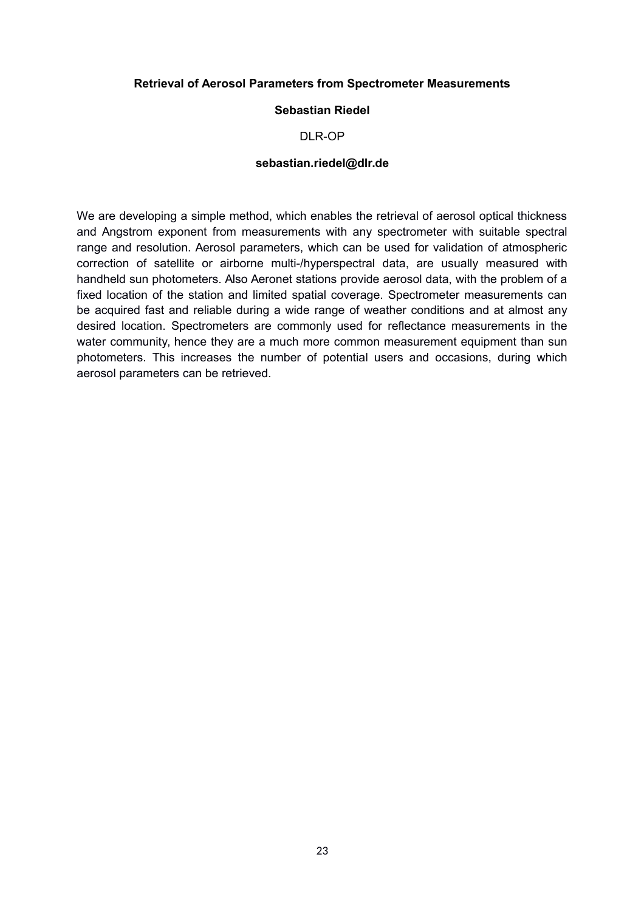**Retrieval of Aerosol Parameters from Spectrometer Measurements**

**Sebastian Riedel**

DLR-OP

**sebastian.riedel@dlr.de**

We are developing a simple method, which enables the retrieval of aerosol optical thickness and Angstrom exponent from measurements with any spectrometer with suitable spectral range and resolution. Aerosol parameters, which can be used for validation of atmospheric correction of satellite or airborne multi-/hyperspectral data, are usually measured with handheld sun photometers. Also Aeronet stations provide aerosol data, with the problem of a fixed location of the station and limited spatial coverage. Spectrometer measurements can be acquired fast and reliable during a wide range of weather conditions and at almost any desired location. Spectrometers are commonly used for reflectance measurements in the water community, hence they are a much more common measurement equipment than sun photometers. This increases the number of potential users and occasions, during which aerosol parameters can be retrieved.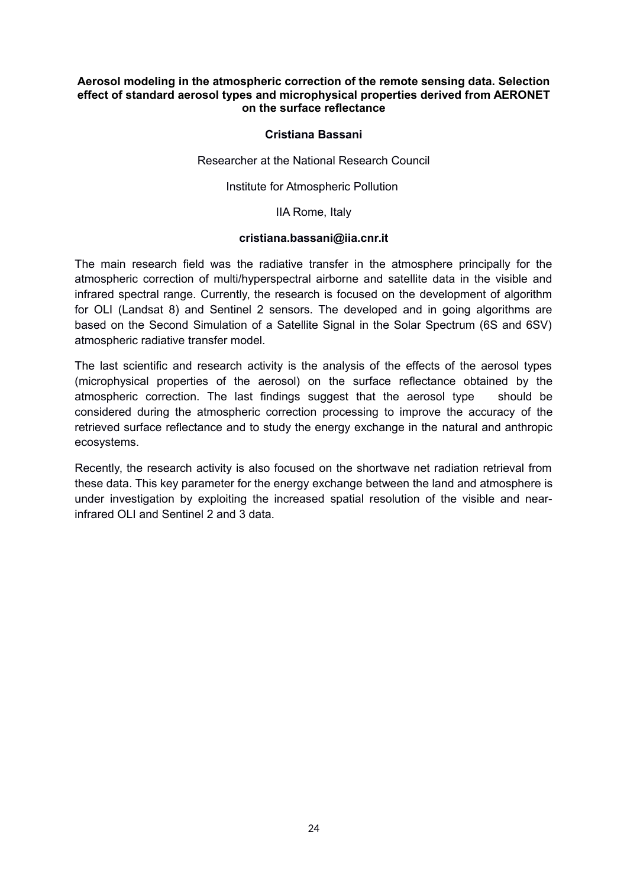**Aerosol modeling in the atmospheric correction of the remote sensing data. Selection effect of standard aerosol types and microphysical properties derived from AERONET on the surface reflectance**

**Cristiana Bassani**

Researcher at the National Research Council

Institute for Atmospheric Pollution

IIA Rome, Italy

**cristiana.bassani@iia.cnr.it**

The main research field was the radiative transfer in the atmosphere principally for the atmospheric correction of multi/hyperspectral airborne and satellite data in the visible and infrared spectral range. Currently, the research is focused on the development of algorithm for OLI (Landsat 8) and Sentinel 2 sensors. The developed and in going algorithms are based on the Second Simulation of a Satellite Signal in the Solar Spectrum (6S and 6SV) atmospheric radiative transfer model.

The last scientific and research activity is the analysis of the effects of the aerosol types (microphysical properties of the aerosol) on the surface reflectance obtained by the atmospheric correction. The last findings suggest that the aerosol type should be considered during the atmospheric correction processing to improve the accuracy of the retrieved surface reflectance and to study the energy exchange in the natural and anthropic ecosystems.

Recently, the research activity is also focused on the shortwave net radiation retrieval from these data. This key parameter for the energy exchange between the land and atmosphere is under investigation by exploiting the increased spatial resolution of the visible and near-infrared OLI and Sentinel 2 and 3 data.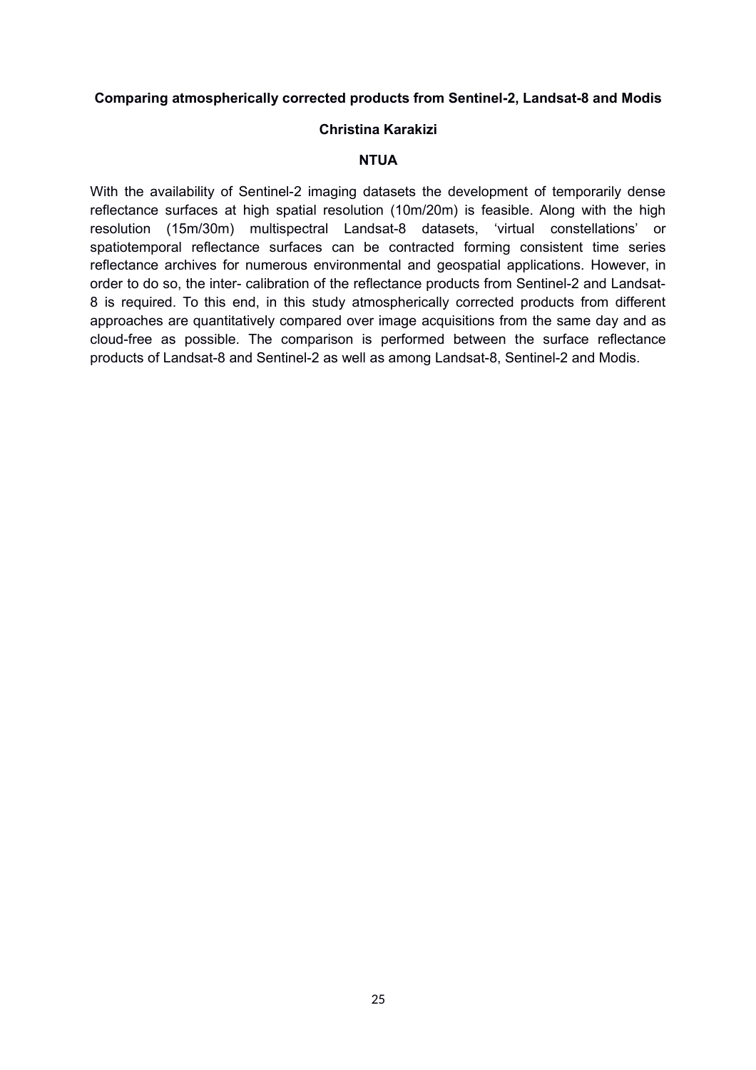**Comparing atmospherically corrected products from Sentinel-2, Landsat-8 and Modis**

**Christina Karakizi**

**NTUA**

With the availability of Sentinel-2 imaging datasets the development of temporarily dense reflectance surfaces at high spatial resolution (10m/20m) is feasible. Along with the high resolution (15m/30m) multispectral Landsat-8 datasets, 'virtual constellations' or spatiotemporal reflectance surfaces can be contracted forming consistent time series reflectance archives for numerous environmental and geospatial applications. However, in order to do so, the inter- calibration of the reflectance products from Sentinel-2 and Landsat-8 is required. To this end, in this study atmospherically corrected products from different approaches are quantitatively compared over image acquisitions from the same day and as cloud-free as possible. The comparison is performed between the surface reflectance products of Landsat-8 and Sentinel-2 as well as among Landsat-8, Sentinel-2 and Modis.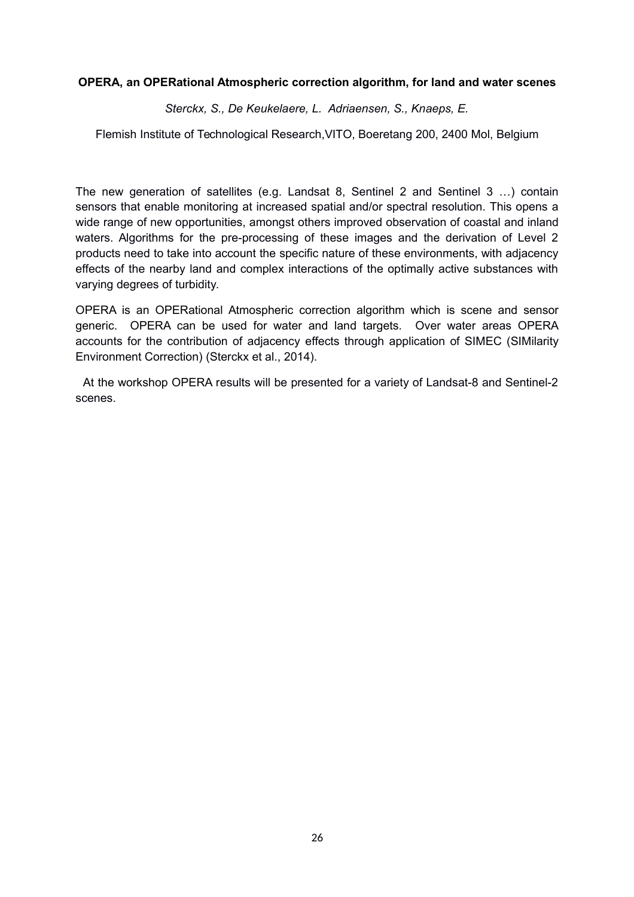**OPERA, an OPERational Atmospheric correction algorithm, for land and water scenes**

*Sterckx, S., De Keukelaere, L. Adriaensen, S., Knaeps, E.*

Flemish Institute of Technological Research,VITO, Boeretang 200, 2400 Mol, Belgium

The new generation of satellites (e.g. Landsat 8, Sentinel 2 and Sentinel 3 …) contain sensors that enable monitoring at increased spatial and/or spectral resolution. This opens a wide range of new opportunities, amongst others improved observation of coastal and inland waters. Algorithms for the pre-processing of these images and the derivation of Level 2 products need to take into account the specific nature of these environments, with adjacency effects of the nearby land and complex interactions of the optimally active substances with varying degrees of turbidity.

OPERA is an OPERational Atmospheric correction algorithm which is scene and sensor generic. OPERA can be used for water and land targets. Over water areas OPERA accounts for the contribution of adjacency effects through application of SIMEC (SIMilarity Environment Correction) (Sterckx et al., 2014).

At the workshop OPERA results will be presented for a variety of Landsat-8 and Sentinel-2 scenes.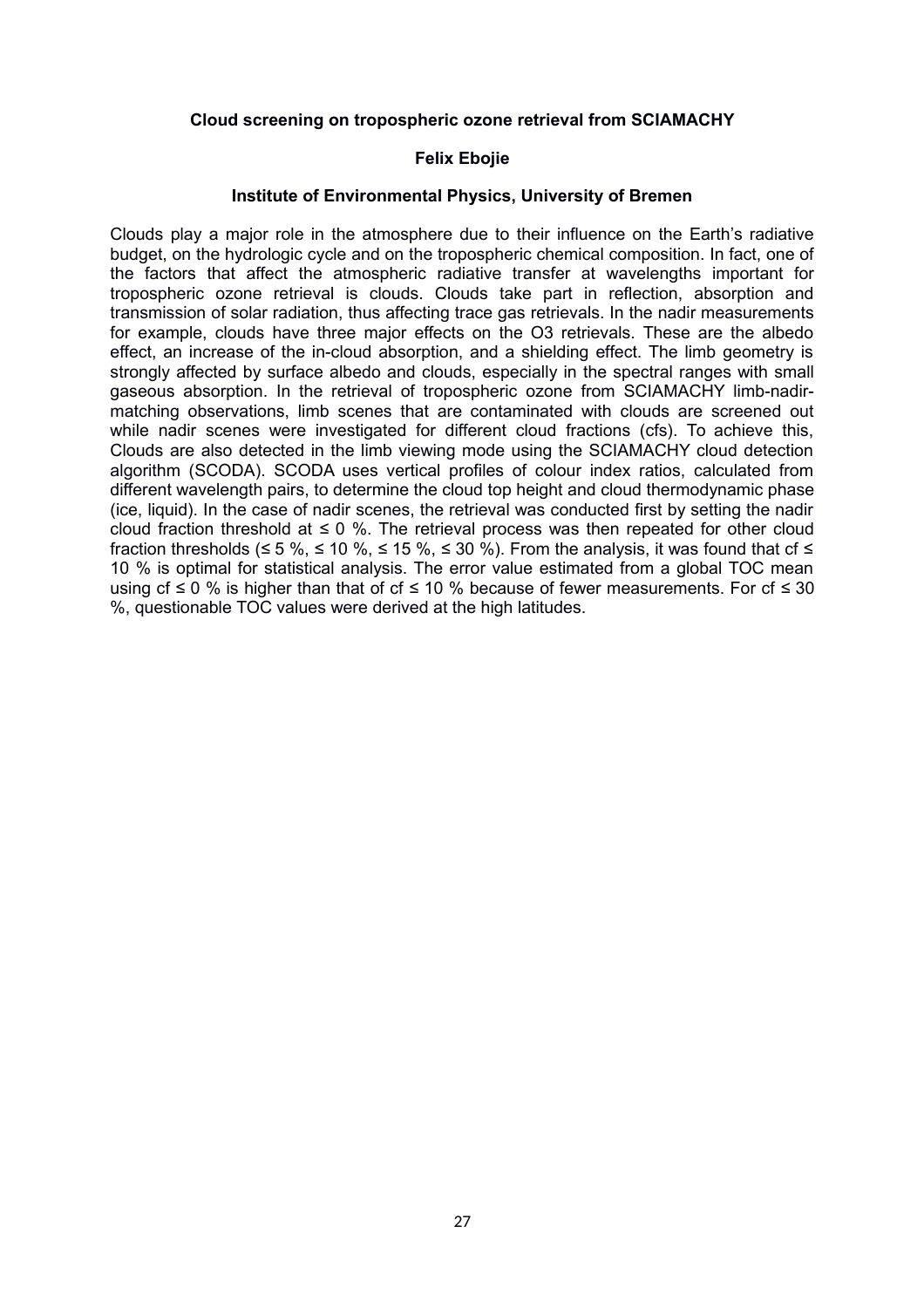**Cloud screening on tropospheric ozone retrieval from SCIAMACHY**

**Felix Ebojie**

**Institute of Environmental Physics, University of Bremen**

Clouds play a major role in the atmosphere due to their influence on the Earth's radiative budget, on the hydrologic cycle and on the tropospheric chemical composition. In fact, one of the factors that affect the atmospheric radiative transfer at wavelengths important for tropospheric ozone retrieval is clouds. Clouds take part in reflection, absorption and transmission of solar radiation, thus affecting trace gas retrievals. In the nadir measurements for example, clouds have three major effects on the $O_3$ retrievals. These are the albedo effect, an increase of the in-cloud absorption, and a shielding effect. The limb geometry is strongly affected by surface albedo and clouds, especially in the spectral ranges with small gaseous absorption. In the retrieval of tropospheric ozone from SCIAMACHY limb-nadir-matching observations, limb scenes that are contaminated with clouds are screened out while nadir scenes were investigated for different cloud fractions (cfs). To achieve this, Clouds are also detected in the limb viewing mode using the SCIAMACHY cloud detection algorithm (SCODA). SCODA uses vertical profiles of colour index ratios, calculated from different wavelength pairs, to determine the cloud top height and cloud thermodynamic phase (ice, liquid). In the case of nadir scenes, the retrieval was conducted first by setting the nadir cloud fraction threshold at ≤ 0 %. The retrieval process was then repeated for other cloud fraction thresholds (≤ 5 %, ≤ 10 %, ≤ 15 %, ≤ 30 %). From the analysis, it was found that cf ≤ 10 % is optimal for statistical analysis. The error value estimated from a global TOC mean using cf ≤ 0 % is higher than that of cf ≤ 10 % because of fewer measurements. For cf ≤ 30 %, questionable TOC values were derived at the high latitudes.